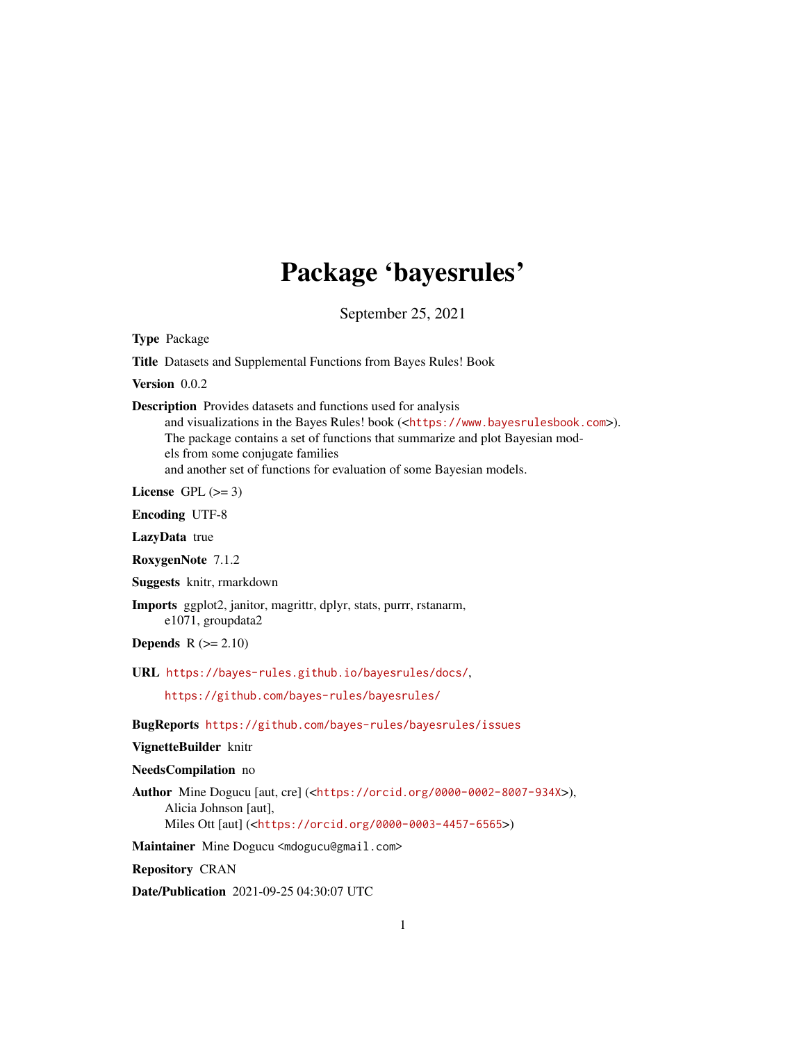# Package 'bayesrules'

September 25, 2021

**Type** Package

**Title** Datasets and Supplemental Functions from Bayes Rules! Book

**Version** 0.0.2

**Description** Provides datasets and functions used for analysis and visualizations in the Bayes Rules! book (<https://www.bayesrulesbook.com>). The package contains a set of functions that summarize and plot Bayesian models from some conjugate families and another set of functions for evaluation of some Bayesian models.

**License** GPL (>= 3)

**Encoding** UTF-8

**LazyData** true

**RoxygenNote** 7.1.2

**Suggests** knitr, rmarkdown

**Imports** ggplot2, janitor, magrittr, dplyr, stats, purrr, rstanarm, e1071, groupdata2

**Depends** R (>= 2.10)

**URL** https://bayes-rules.github.io/bayesrules/docs/,

https://github.com/bayes-rules/bayesrules/

**BugReports** https://github.com/bayes-rules/bayesrules/issues

**VignetteBuilder** knitr

**NeedsCompilation** no

**Author** Mine Dogucu [aut, cre] (<https://orcid.org/0000-0002-8007-934X>),
Alicia Johnson [aut],
Miles Ott [aut] (<https://orcid.org/0000-0003-4457-6565>)

**Maintainer** Mine Dogucu <mdogucu@gmail.com>

**Repository** CRAN

**Date/Publication** 2021-09-25 04:30:07 UTC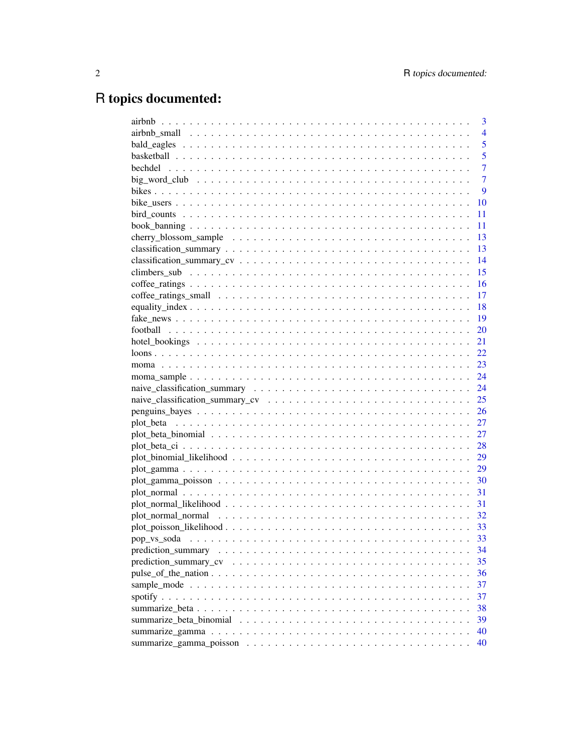# R topics documented:

| | |
|---|---|
| airbnb | 3 |
| airbnb_small | 4 |
| bald_eagles | 5 |
| basketball | 5 |
| bechdel | 7 |
| big_word_club | 7 |
| bikes | 9 |
| bike_users | 10 |
| bird_counts | 11 |
| book_banning | 11 |
| cherry_blossom_sample | 13 |
| classification_summary | 13 |
| classification_summary_cv | 14 |
| climbers_sub | 15 |
| coffee_ratings | 16 |
| coffee_ratings_small | 17 |
| equality_index | 18 |
| fake_news | 19 |
| football | 20 |
| hotel_bookings | 21 |
| loons | 22 |
| moma | 23 |
| moma_sample | 24 |
| naive_classification_summary | 24 |
| naive_classification_summary_cv | 25 |
| penguins_bayes | 26 |
| plot_beta | 27 |
| plot_beta_binomial | 27 |
| plot_beta_ci | 28 |
| plot_binomial_likelihood | 29 |
| plot_gamma | 29 |
| plot_gamma_poisson | 30 |
| plot_normal | 31 |
| plot_normal_likelihood | 31 |
| plot_normal_normal | 32 |
| plot_poisson_likelihood | 33 |
| pop_vs_soda | 33 |
| prediction_summary | 34 |
| prediction_summary_cv | 35 |
| pulse_of_the_nation | 36 |
| sample_mode | 37 |
| spotify | 37 |
| summarize_beta | 38 |
| summarize_beta_binomial | 39 |
| summarize_gamma | 40 |
| summarize_gamma_poisson | 40 |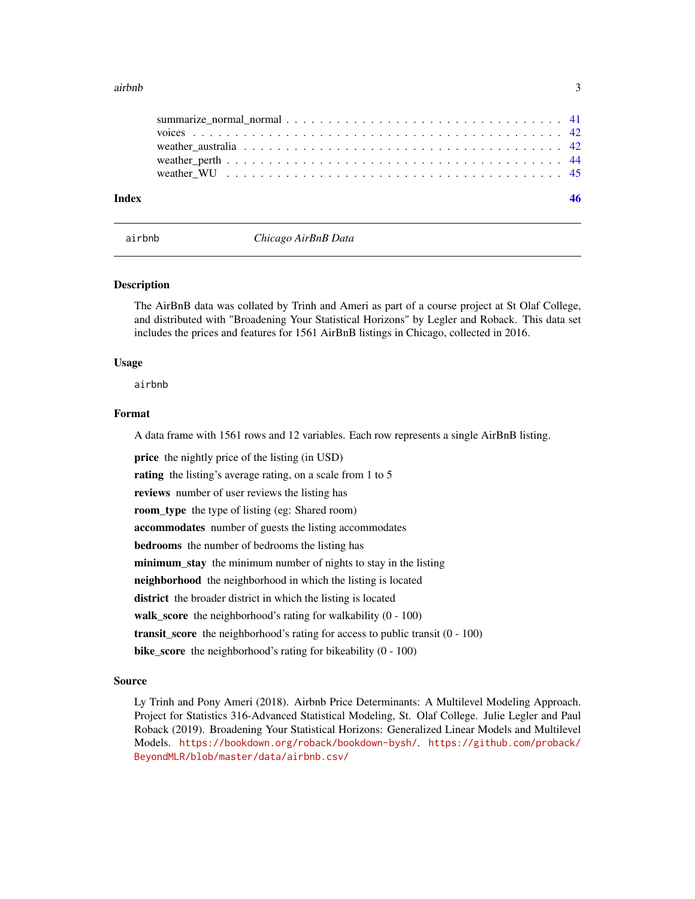summarize_normal_normal . . . . . . . . . . . . . . . . . . . . . . . . . . . . . . . . 41
voices . . . . . . . . . . . . . . . . . . . . . . . . . . . . . . . . . . . . . . . . 42
weather_australia . . . . . . . . . . . . . . . . . . . . . . . . . . . . . . . . . . . 42
weather_perth . . . . . . . . . . . . . . . . . . . . . . . . . . . . . . . . . . . . . 44
weather_WU . . . . . . . . . . . . . . . . . . . . . . . . . . . . . . . . . . . . . . 45

**Index** **46**

---

`airbnb` *Chicago AirBnB Data*

---

## Description

The AirBnB data was collated by Trinh and Ameri as part of a course project at St Olaf College, and distributed with "Broadening Your Statistical Horizons" by Legler and Roback. This data set includes the prices and features for 1561 AirBnB listings in Chicago, collected in 2016.

## Usage

```
airbnb
```

## Format

A data frame with 1561 rows and 12 variables. Each row represents a single AirBnB listing.

**price** the nightly price of the listing (in USD)

**rating** the listing's average rating, on a scale from 1 to 5

**reviews** number of user reviews the listing has

**room_type** the type of listing (eg: Shared room)

**accommodates** number of guests the listing accommodates

**bedrooms** the number of bedrooms the listing has

**minimum_stay** the minimum number of nights to stay in the listing

**neighborhood** the neighborhood in which the listing is located

**district** the broader district in which the listing is located

**walk_score** the neighborhood's rating for walkability (0 - 100)

**transit_score** the neighborhood's rating for access to public transit (0 - 100)

**bike_score** the neighborhood's rating for bikeability (0 - 100)

## Source

Ly Trinh and Pony Ameri (2018). Airbnb Price Determinants: A Multilevel Modeling Approach. Project for Statistics 316-Advanced Statistical Modeling, St. Olaf College. Julie Legler and Paul Roback (2019). Broadening Your Statistical Horizons: Generalized Linear Models and Multilevel Models. https://bookdown.org/roback/bookdown-bysh/. https://github.com/proback/BeyondMLR/blob/master/data/airbnb.csv/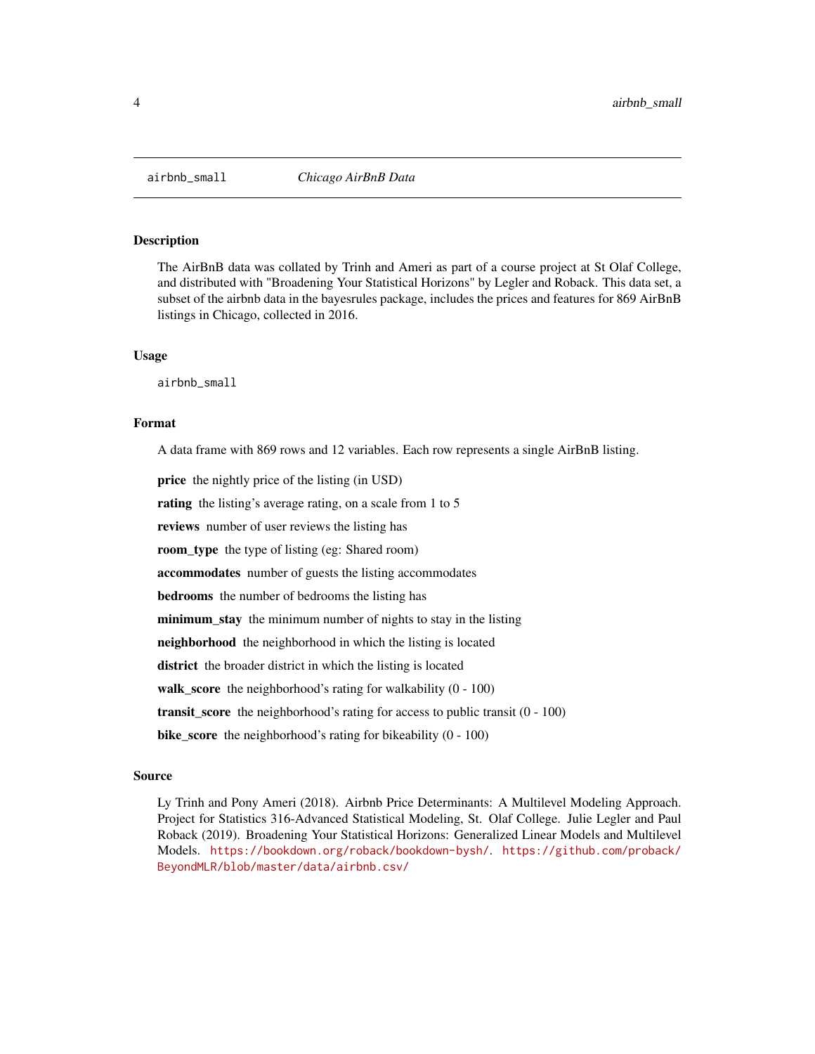# airbnb_small *Chicago AirBnB Data*

## Description

The AirBnB data was collated by Trinh and Ameri as part of a course project at St Olaf College, and distributed with "Broadening Your Statistical Horizons" by Legler and Roback. This data set, a subset of the airbnb data in the bayesrules package, includes the prices and features for 869 AirBnB listings in Chicago, collected in 2016.

## Usage

```
airbnb_small
```

## Format

A data frame with 869 rows and 12 variables. Each row represents a single AirBnB listing.

**price** the nightly price of the listing (in USD)

**rating** the listing's average rating, on a scale from 1 to 5

**reviews** number of user reviews the listing has

**room_type** the type of listing (eg: Shared room)

**accommodates** number of guests the listing accommodates

**bedrooms** the number of bedrooms the listing has

**minimum_stay** the minimum number of nights to stay in the listing

**neighborhood** the neighborhood in which the listing is located

**district** the broader district in which the listing is located

**walk_score** the neighborhood's rating for walkability (0 - 100)

**transit_score** the neighborhood's rating for access to public transit (0 - 100)

**bike_score** the neighborhood's rating for bikeability (0 - 100)

## Source

Ly Trinh and Pony Ameri (2018). Airbnb Price Determinants: A Multilevel Modeling Approach. Project for Statistics 316-Advanced Statistical Modeling, St. Olaf College. Julie Legler and Paul Roback (2019). Broadening Your Statistical Horizons: Generalized Linear Models and Multilevel Models. https://bookdown.org/roback/bookdown-bysh/. https://github.com/proback/BeyondMLR/blob/master/data/airbnb.csv/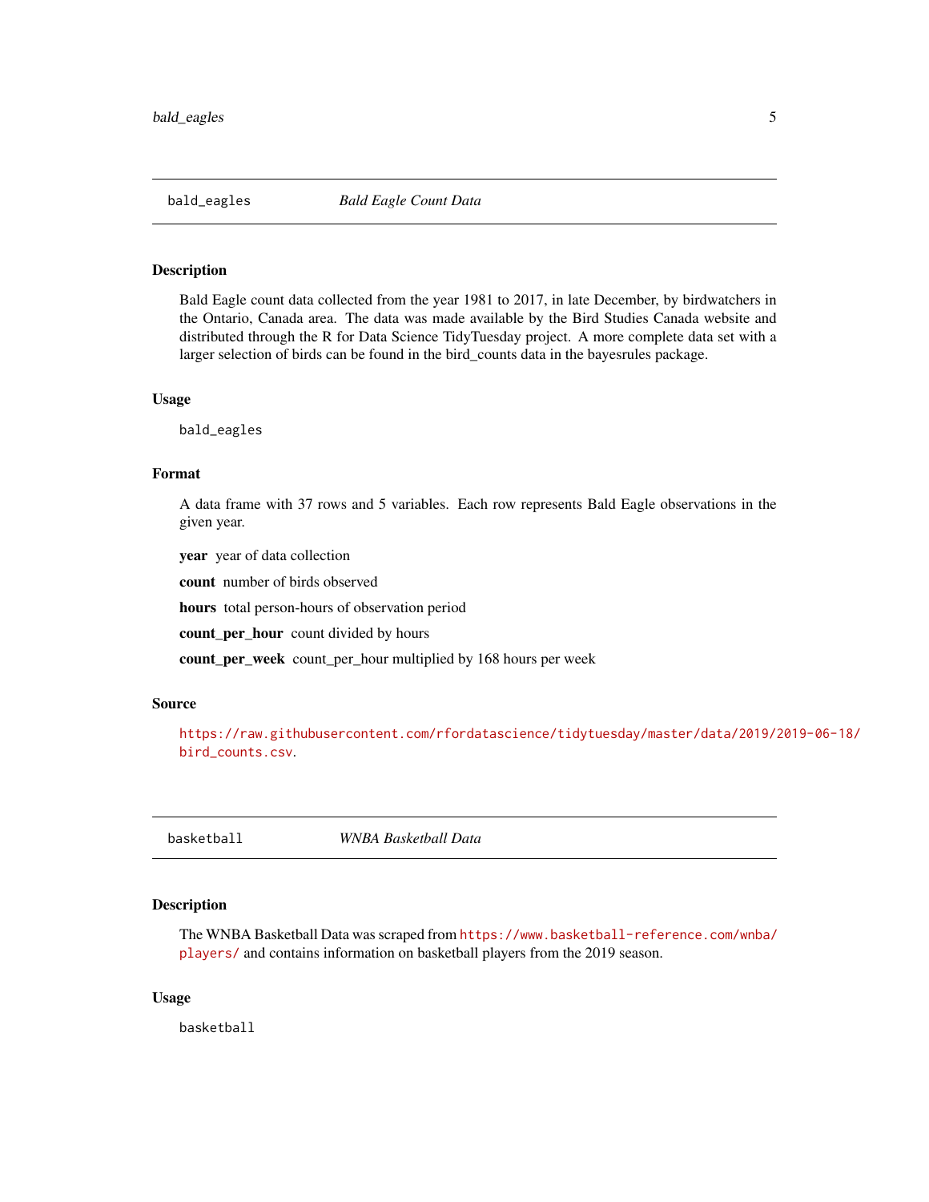## bald_eagles — *Bald Eagle Count Data*

### Description

Bald Eagle count data collected from the year 1981 to 2017, in late December, by birdwatchers in the Ontario, Canada area. The data was made available by the Bird Studies Canada website and distributed through the R for Data Science TidyTuesday project. A more complete data set with a larger selection of birds can be found in the bird_counts data in the bayesrules package.

### Usage

```
bald_eagles
```

### Format

A data frame with 37 rows and 5 variables. Each row represents Bald Eagle observations in the given year.

- **year** year of data collection
- **count** number of birds observed
- **hours** total person-hours of observation period
- **count_per_hour** count divided by hours
- **count_per_week** count_per_hour multiplied by 168 hours per week

### Source

https://raw.githubusercontent.com/rfordatascience/tidytuesday/master/data/2019/2019-06-18/bird_counts.csv.

## basketball — *WNBA Basketball Data*

### Description

The WNBA Basketball Data was scraped from https://www.basketball-reference.com/wnba/players/ and contains information on basketball players from the 2019 season.

### Usage

```
basketball
```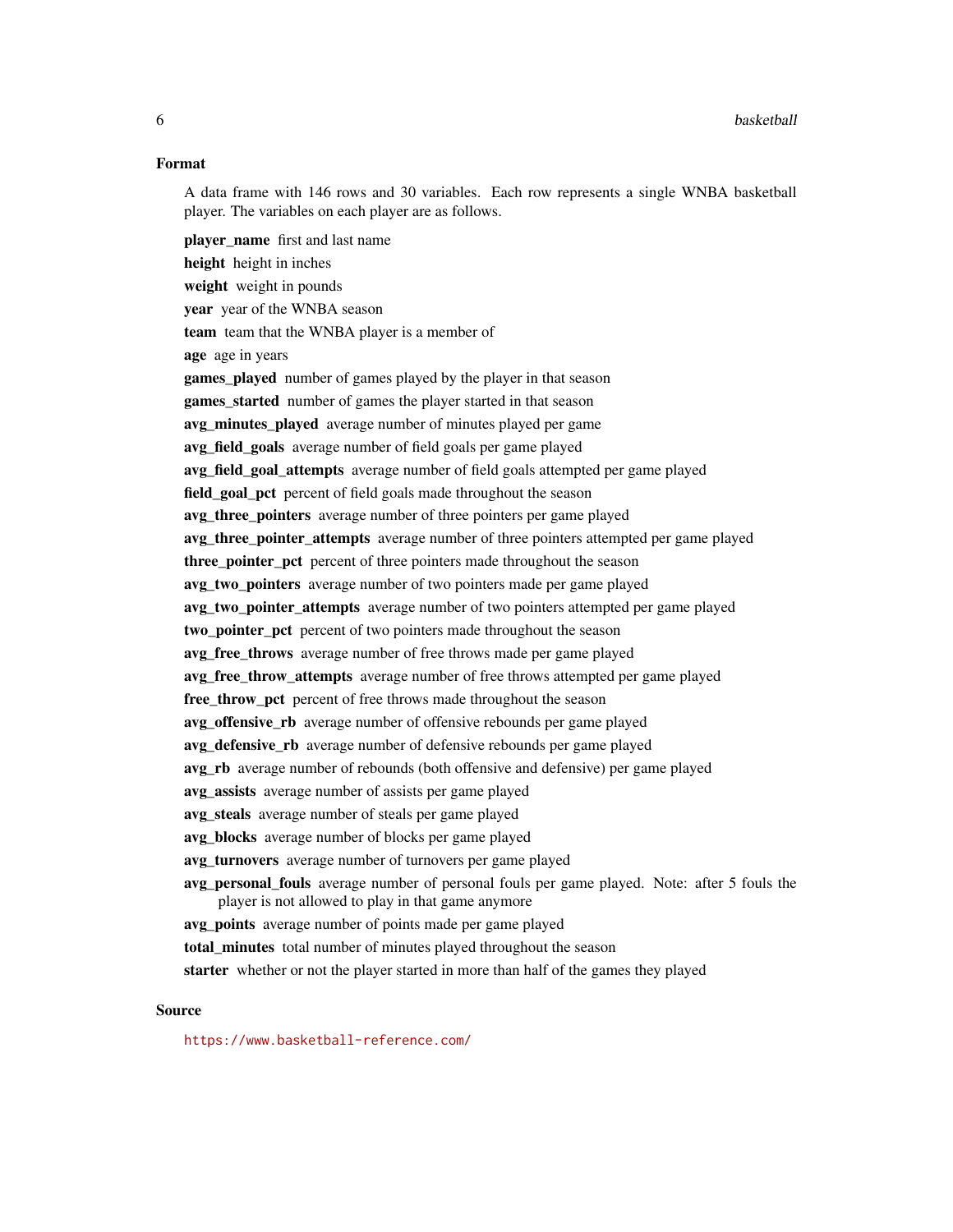## Format

A data frame with 146 rows and 30 variables. Each row represents a single WNBA basketball player. The variables on each player are as follows.

**player_name** first and last name

**height** height in inches

**weight** weight in pounds

**year** year of the WNBA season

**team** team that the WNBA player is a member of

**age** age in years

**games_played** number of games played by the player in that season

**games_started** number of games the player started in that season

**avg_minutes_played** average number of minutes played per game

**avg_field_goals** average number of field goals per game played

**avg_field_goal_attempts** average number of field goals attempted per game played

**field_goal_pct** percent of field goals made throughout the season

**avg_three_pointers** average number of three pointers per game played

**avg_three_pointer_attempts** average number of three pointers attempted per game played

**three_pointer_pct** percent of three pointers made throughout the season

**avg_two_pointers** average number of two pointers made per game played

**avg_two_pointer_attempts** average number of two pointers attempted per game played

**two_pointer_pct** percent of two pointers made throughout the season

**avg_free_throws** average number of free throws made per game played

**avg_free_throw_attempts** average number of free throws attempted per game played

**free_throw_pct** percent of free throws made throughout the season

**avg_offensive_rb** average number of offensive rebounds per game played

**avg_defensive_rb** average number of defensive rebounds per game played

**avg_rb** average number of rebounds (both offensive and defensive) per game played

**avg_assists** average number of assists per game played

**avg_steals** average number of steals per game played

**avg_blocks** average number of blocks per game played

**avg_turnovers** average number of turnovers per game played

**avg_personal_fouls** average number of personal fouls per game played. Note: after 5 fouls the player is not allowed to play in that game anymore

**avg_points** average number of points made per game played

**total_minutes** total number of minutes played throughout the season

**starter** whether or not the player started in more than half of the games they played

## Source

https://www.basketball-reference.com/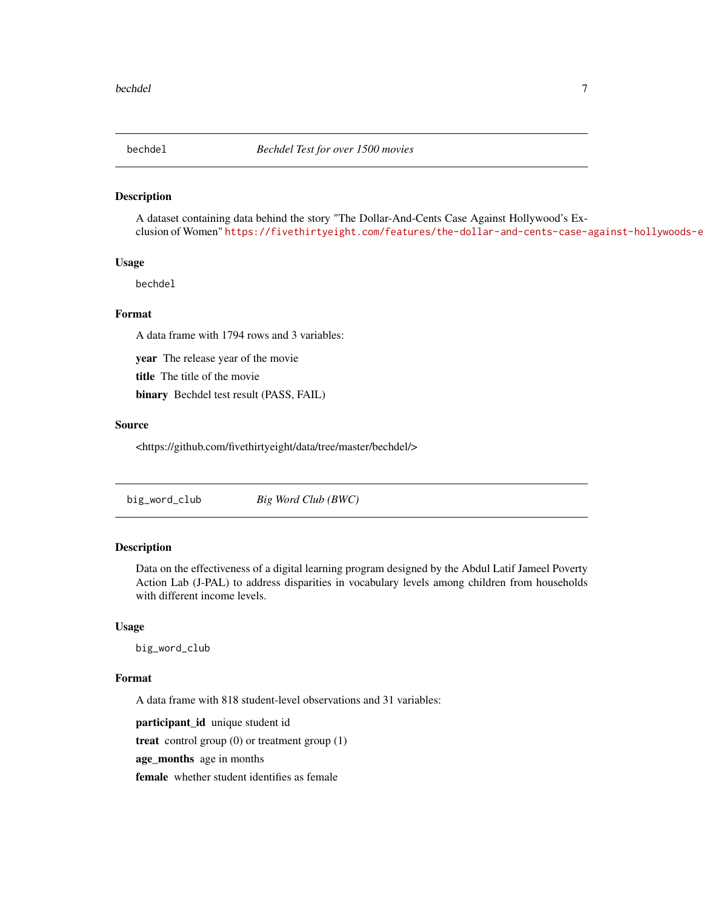## bechdel — *Bechdel Test for over 1500 movies*

### Description

A dataset containing data behind the story "The Dollar-And-Cents Case Against Hollywood's Exclusion of Women" https://fivethirtyeight.com/features/the-dollar-and-cents-case-against-hollywoods-e

### Usage

```
bechdel
```

### Format

A data frame with 1794 rows and 3 variables:

**year** The release year of the movie

**title** The title of the movie

**binary** Bechdel test result (PASS, FAIL)

### Source

<https://github.com/fivethirtyeight/data/tree/master/bechdel/>

## big_word_club — *Big Word Club (BWC)*

### Description

Data on the effectiveness of a digital learning program designed by the Abdul Latif Jameel Poverty Action Lab (J-PAL) to address disparities in vocabulary levels among children from households with different income levels.

### Usage

```
big_word_club
```

### Format

A data frame with 818 student-level observations and 31 variables:

**participant_id** unique student id

**treat** control group (0) or treatment group (1)

**age_months** age in months

**female** whether student identifies as female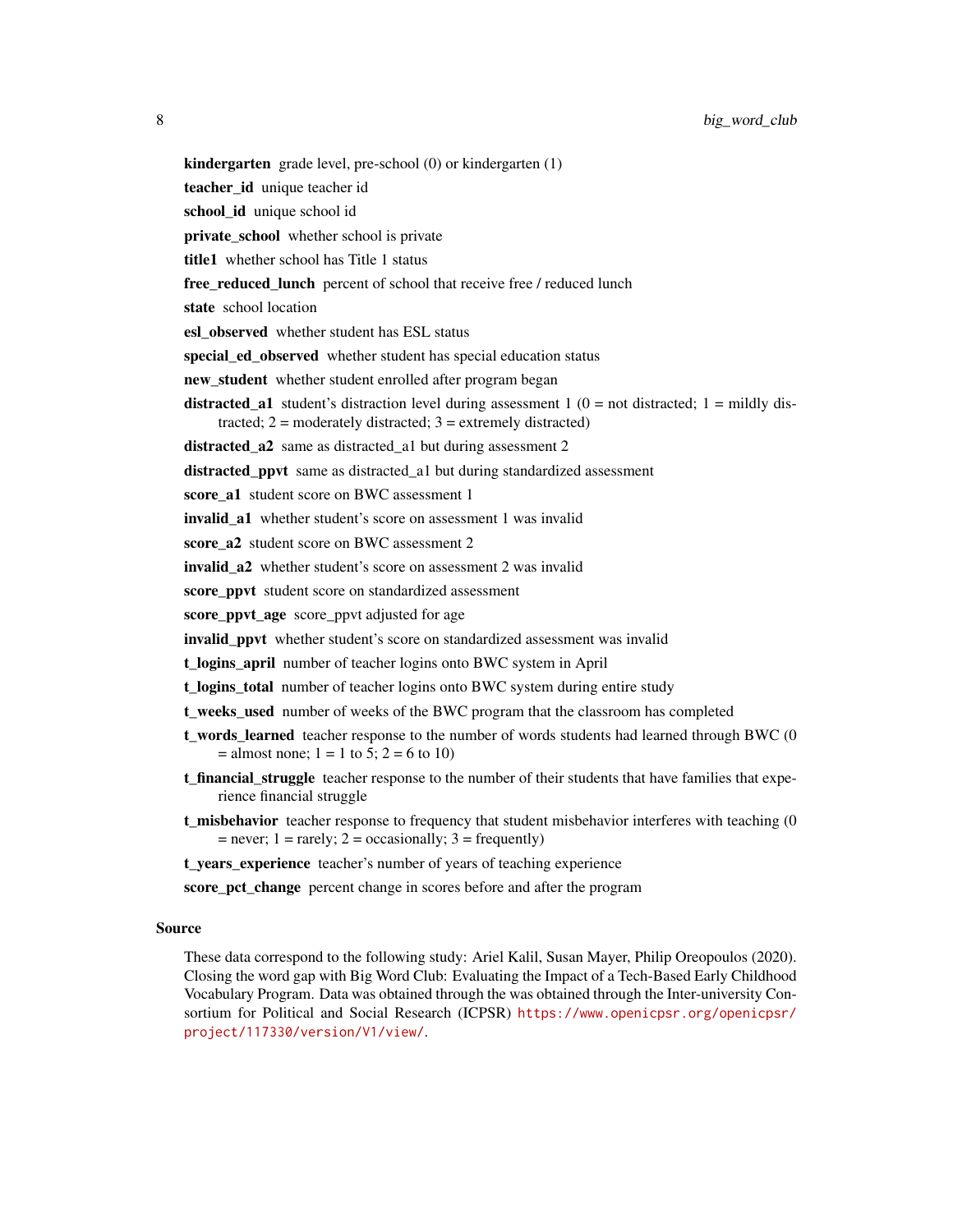**kindergarten** grade level, pre-school (0) or kindergarten (1)

**teacher_id** unique teacher id

**school_id** unique school id

**private_school** whether school is private

**title1** whether school has Title 1 status

**free_reduced_lunch** percent of school that receive free / reduced lunch

**state** school location

**esl_observed** whether student has ESL status

**special_ed_observed** whether student has special education status

**new_student** whether student enrolled after program began

**distracted_a1** student's distraction level during assessment 1 (0 = not distracted; 1 = mildly distracted; 2 = moderately distracted; 3 = extremely distracted)

**distracted_a2** same as distracted_a1 but during assessment 2

**distracted_ppvt** same as distracted_a1 but during standardized assessment

**score_a1** student score on BWC assessment 1

**invalid_a1** whether student's score on assessment 1 was invalid

**score_a2** student score on BWC assessment 2

**invalid_a2** whether student's score on assessment 2 was invalid

**score_ppvt** student score on standardized assessment

**score_ppvt_age** score_ppvt adjusted for age

**invalid_ppvt** whether student's score on standardized assessment was invalid

**t_logins_april** number of teacher logins onto BWC system in April

**t_logins_total** number of teacher logins onto BWC system during entire study

**t_weeks_used** number of weeks of the BWC program that the classroom has completed

**t_words_learned** teacher response to the number of words students had learned through BWC (0 = almost none; 1 = 1 to 5; 2 = 6 to 10)

**t_financial_struggle** teacher response to the number of their students that have families that experience financial struggle

**t_misbehavior** teacher response to frequency that student misbehavior interferes with teaching (0 = never; 1 = rarely; 2 = occasionally; 3 = frequently)

**t_years_experience** teacher's number of years of teaching experience

**score_pct_change** percent change in scores before and after the program

### Source

These data correspond to the following study: Ariel Kalil, Susan Mayer, Philip Oreopoulos (2020). Closing the word gap with Big Word Club: Evaluating the Impact of a Tech-Based Early Childhood Vocabulary Program. Data was obtained through the was obtained through the Inter-university Consortium for Political and Social Research (ICPSR) https://www.openicpsr.org/openicpsr/project/117330/version/V1/view/.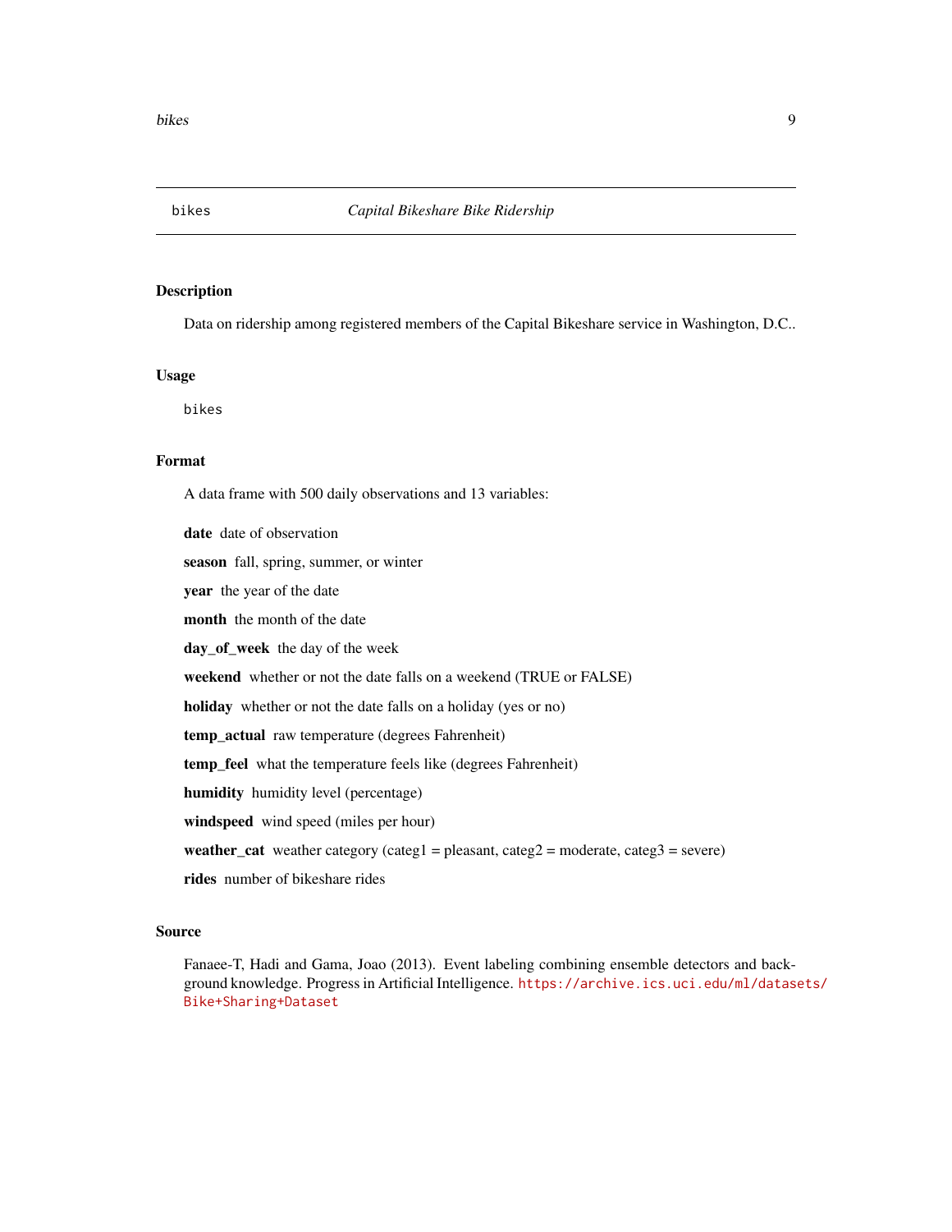# bikes — *Capital Bikeshare Bike Ridership*

## Description

Data on ridership among registered members of the Capital Bikeshare service in Washington, D.C..

## Usage

```
bikes
```

## Format

A data frame with 500 daily observations and 13 variables:

**date** date of observation

**season** fall, spring, summer, or winter

**year** the year of the date

**month** the month of the date

**day_of_week** the day of the week

**weekend** whether or not the date falls on a weekend (TRUE or FALSE)

**holiday** whether or not the date falls on a holiday (yes or no)

**temp_actual** raw temperature (degrees Fahrenheit)

**temp_feel** what the temperature feels like (degrees Fahrenheit)

**humidity** humidity level (percentage)

**windspeed** wind speed (miles per hour)

**weather_cat** weather category (categ1 = pleasant, categ2 = moderate, categ3 = severe)

**rides** number of bikeshare rides

## Source

Fanaee-T, Hadi and Gama, Joao (2013). Event labeling combining ensemble detectors and background knowledge. Progress in Artificial Intelligence. https://archive.ics.uci.edu/ml/datasets/Bike+Sharing+Dataset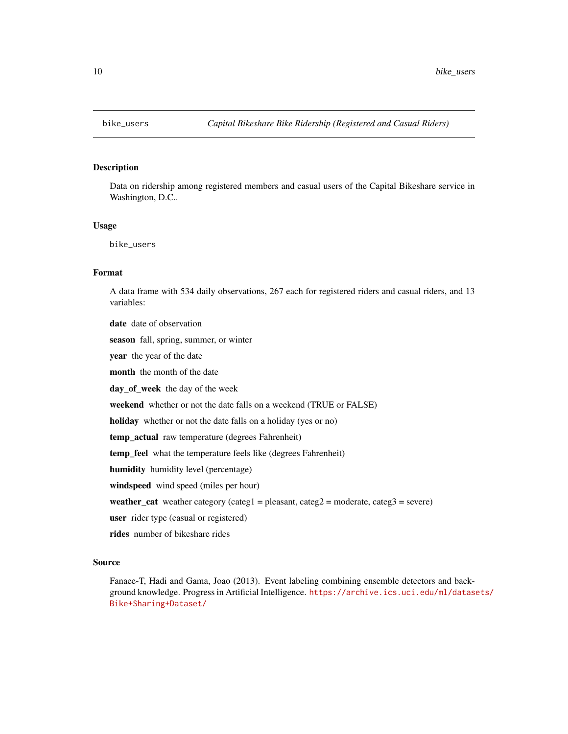## bike_users — *Capital Bikeshare Bike Ridership (Registered and Casual Riders)*

### Description

Data on ridership among registered members and casual users of the Capital Bikeshare service in Washington, D.C..

### Usage

```
bike_users
```

### Format

A data frame with 534 daily observations, 267 each for registered riders and casual riders, and 13 variables:

- **date** date of observation
- **season** fall, spring, summer, or winter
- **year** the year of the date
- **month** the month of the date
- **day_of_week** the day of the week
- **weekend** whether or not the date falls on a weekend (TRUE or FALSE)
- **holiday** whether or not the date falls on a holiday (yes or no)
- **temp_actual** raw temperature (degrees Fahrenheit)
- **temp_feel** what the temperature feels like (degrees Fahrenheit)
- **humidity** humidity level (percentage)
- **windspeed** wind speed (miles per hour)
- **weather_cat** weather category (categ1 = pleasant, categ2 = moderate, categ3 = severe)
- **user** rider type (casual or registered)
- **rides** number of bikeshare rides

### Source

Fanaee-T, Hadi and Gama, Joao (2013). Event labeling combining ensemble detectors and background knowledge. Progress in Artificial Intelligence. https://archive.ics.uci.edu/ml/datasets/Bike+Sharing+Dataset/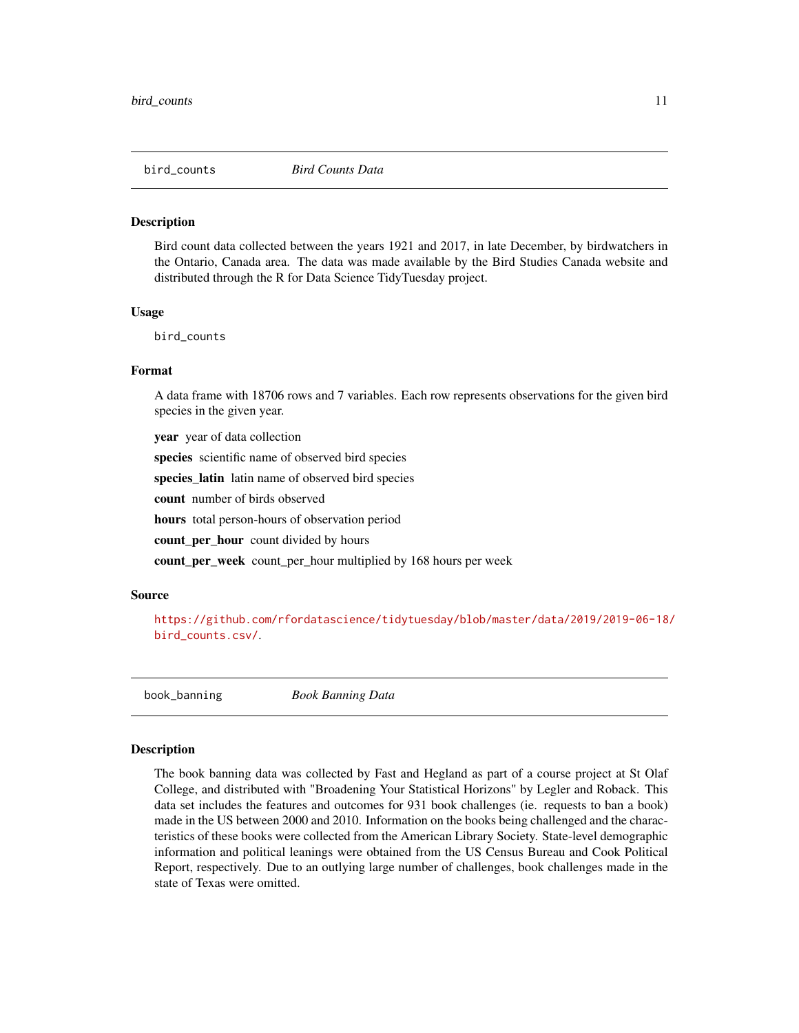## bird_counts *Bird Counts Data*

### Description

Bird count data collected between the years 1921 and 2017, in late December, by birdwatchers in the Ontario, Canada area. The data was made available by the Bird Studies Canada website and distributed through the R for Data Science TidyTuesday project.

### Usage

```
bird_counts
```

### Format

A data frame with 18706 rows and 7 variables. Each row represents observations for the given bird species in the given year.

**year** year of data collection

**species** scientific name of observed bird species

**species_latin** latin name of observed bird species

**count** number of birds observed

**hours** total person-hours of observation period

**count_per_hour** count divided by hours

**count_per_week** count_per_hour multiplied by 168 hours per week

### Source

https://github.com/rfordatascience/tidytuesday/blob/master/data/2019/2019-06-18/bird_counts.csv/.

## book_banning *Book Banning Data*

### Description

The book banning data was collected by Fast and Hegland as part of a course project at St Olaf College, and distributed with "Broadening Your Statistical Horizons" by Legler and Roback. This data set includes the features and outcomes for 931 book challenges (ie. requests to ban a book) made in the US between 2000 and 2010. Information on the books being challenged and the characteristics of these books were collected from the American Library Society. State-level demographic information and political leanings were obtained from the US Census Bureau and Cook Political Report, respectively. Due to an outlying large number of challenges, book challenges made in the state of Texas were omitted.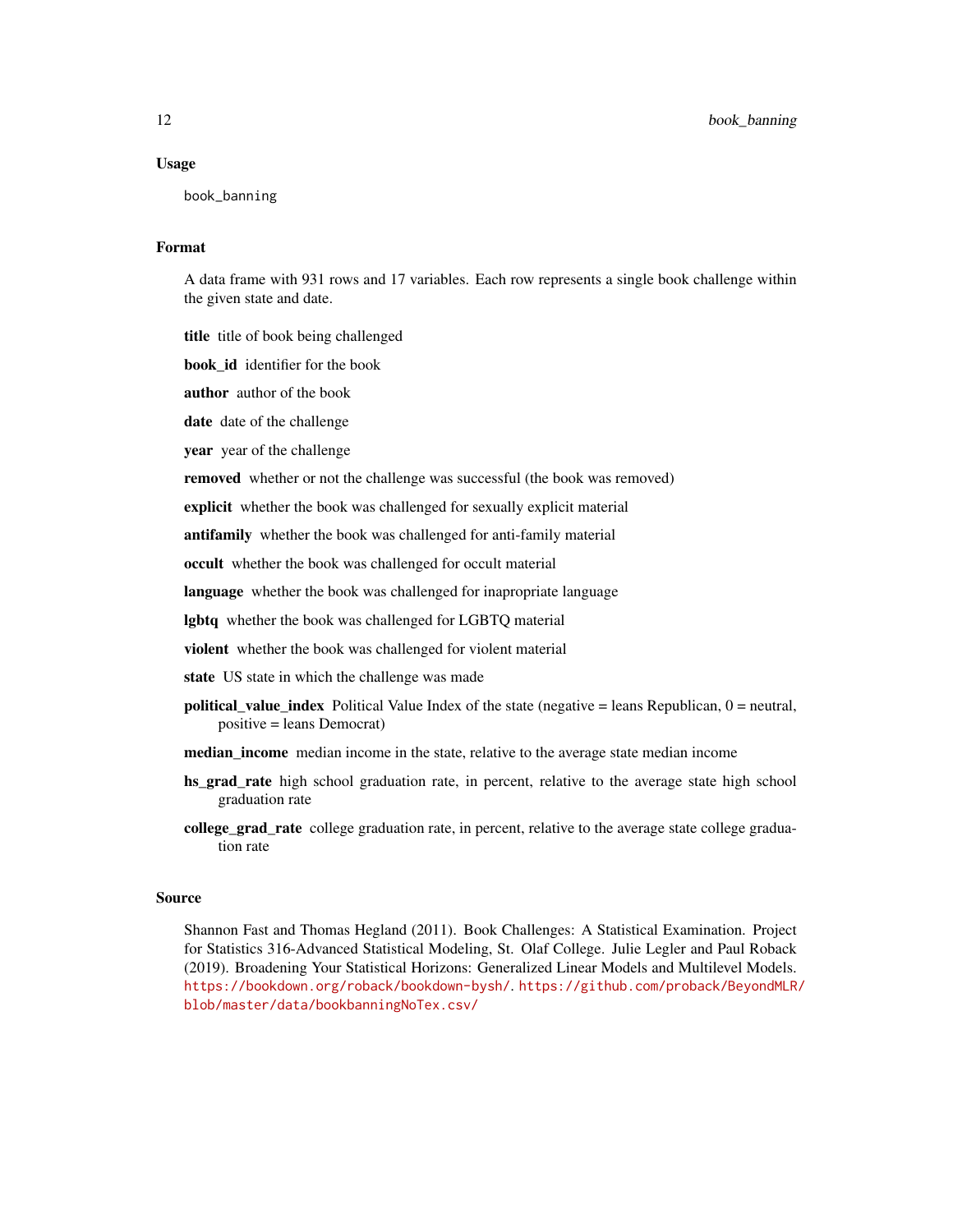### Usage

```
book_banning
```

### Format

A data frame with 931 rows and 17 variables. Each row represents a single book challenge within the given state and date.

**title** title of book being challenged

**book_id** identifier for the book

**author** author of the book

**date** date of the challenge

**year** year of the challenge

**removed** whether or not the challenge was successful (the book was removed)

**explicit** whether the book was challenged for sexually explicit material

**antifamily** whether the book was challenged for anti-family material

**occult** whether the book was challenged for occult material

**language** whether the book was challenged for inapropriate language

**lgbtq** whether the book was challenged for LGBTQ material

**violent** whether the book was challenged for violent material

**state** US state in which the challenge was made

**political_value_index** Political Value Index of the state (negative = leans Republican, 0 = neutral, positive = leans Democrat)

**median_income** median income in the state, relative to the average state median income

**hs_grad_rate** high school graduation rate, in percent, relative to the average state high school graduation rate

**college_grad_rate** college graduation rate, in percent, relative to the average state college graduation rate

### Source

Shannon Fast and Thomas Hegland (2011). Book Challenges: A Statistical Examination. Project for Statistics 316-Advanced Statistical Modeling, St. Olaf College. Julie Legler and Paul Roback (2019). Broadening Your Statistical Horizons: Generalized Linear Models and Multilevel Models. https://bookdown.org/roback/bookdown-bysh/. https://github.com/proback/BeyondMLR/blob/master/data/bookbanningNoTex.csv/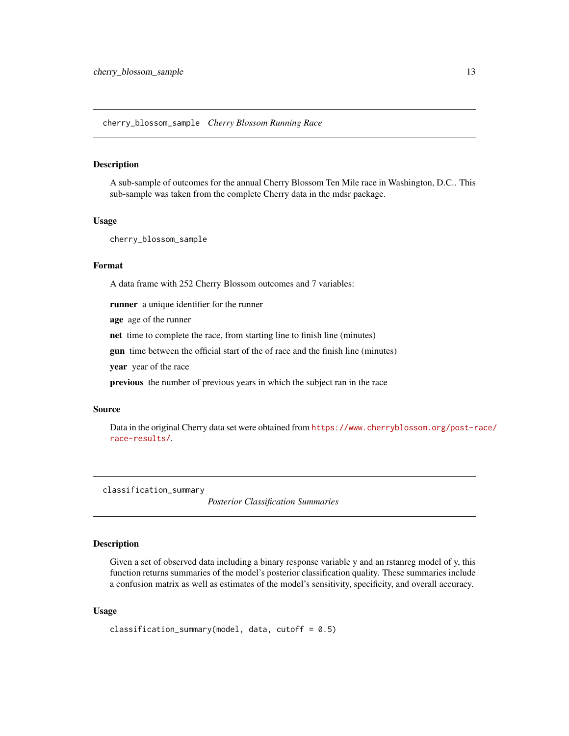## cherry_blossom_sample *Cherry Blossom Running Race*

### Description

A sub-sample of outcomes for the annual Cherry Blossom Ten Mile race in Washington, D.C.. This sub-sample was taken from the complete Cherry data in the mdsr package.

### Usage

```
cherry_blossom_sample
```

### Format

A data frame with 252 Cherry Blossom outcomes and 7 variables:

**runner** a unique identifier for the runner

**age** age of the runner

**net** time to complete the race, from starting line to finish line (minutes)

**gun** time between the official start of the of race and the finish line (minutes)

**year** year of the race

**previous** the number of previous years in which the subject ran in the race

### Source

Data in the original Cherry data set were obtained from https://www.cherryblossom.org/post-race/race-results/.

## classification_summary *Posterior Classification Summaries*

### Description

Given a set of observed data including a binary response variable y and an rstanreg model of y, this function returns summaries of the model's posterior classification quality. These summaries include a confusion matrix as well as estimates of the model's sensitivity, specificity, and overall accuracy.

### Usage

```
classification_summary(model, data, cutoff = 0.5)
```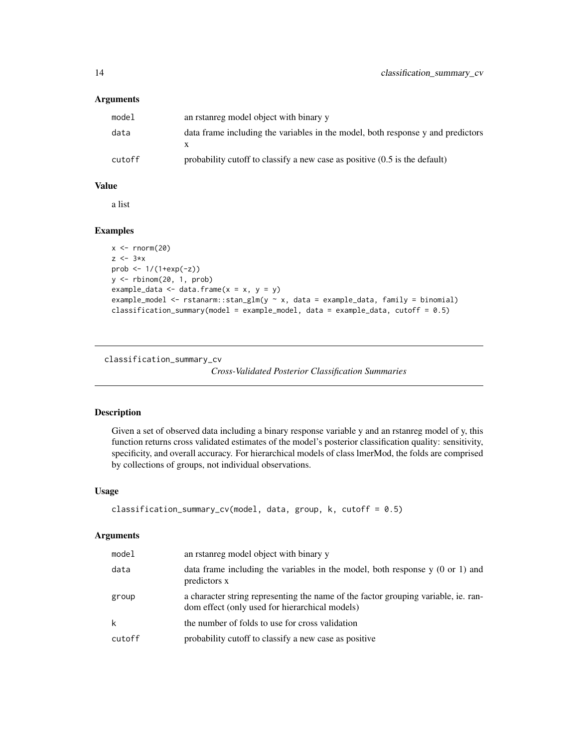### Arguments

| | |
|---|---|
| model | an rstanreg model object with binary y |
| data | data frame including the variables in the model, both response y and predictors x |
| cutoff | probability cutoff to classify a new case as positive (0.5 is the default) |

### Value

a list

### Examples

```
x <- rnorm(20)
z <- 3*x
prob <- 1/(1+exp(-z))
y <- rbinom(20, 1, prob)
example_data <- data.frame(x = x, y = y)
example_model <- rstanarm::stan_glm(y ~ x, data = example_data, family = binomial)
classification_summary(model = example_model, data = example_data, cutoff = 0.5)
```

---

## classification_summary_cv

*Cross-Validated Posterior Classification Summaries*

---

### Description

Given a set of observed data including a binary response variable y and an rstanreg model of y, this function returns cross validated estimates of the model's posterior classification quality: sensitivity, specificity, and overall accuracy. For hierarchical models of class lmerMod, the folds are comprised by collections of groups, not individual observations.

### Usage

```
classification_summary_cv(model, data, group, k, cutoff = 0.5)
```

### Arguments

| | |
|---|---|
| model | an rstanreg model object with binary y |
| data | data frame including the variables in the model, both response y (0 or 1) and predictors x |
| group | a character string representing the name of the factor grouping variable, ie. random effect (only used for hierarchical models) |
| k | the number of folds to use for cross validation |
| cutoff | probability cutoff to classify a new case as positive |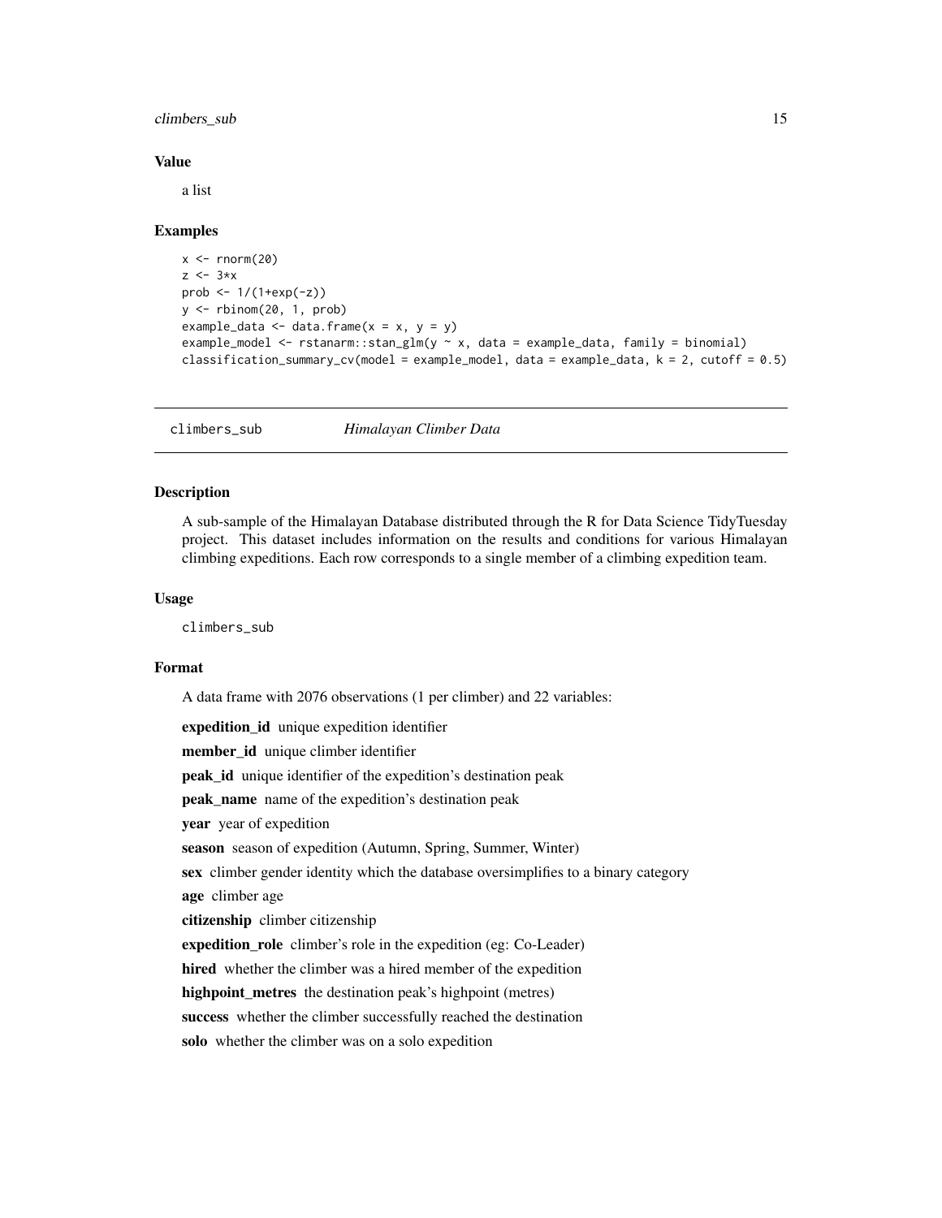### Value

a list

### Examples

```
x <- rnorm(20)
z <- 3*x
prob <- 1/(1+exp(-z))
y <- rbinom(20, 1, prob)
example_data <- data.frame(x = x, y = y)
example_model <- rstanarm::stan_glm(y ~ x, data = example_data, family = binomial)
classification_summary_cv(model = example_model, data = example_data, k = 2, cutoff = 0.5)
```

---

## climbers_sub — *Himalayan Climber Data*

### Description

A sub-sample of the Himalayan Database distributed through the R for Data Science TidyTuesday project. This dataset includes information on the results and conditions for various Himalayan climbing expeditions. Each row corresponds to a single member of a climbing expedition team.

### Usage

```
climbers_sub
```

### Format

A data frame with 2076 observations (1 per climber) and 22 variables:

**expedition_id** unique expedition identifier

**member_id** unique climber identifier

**peak_id** unique identifier of the expedition's destination peak

**peak_name** name of the expedition's destination peak

**year** year of expedition

**season** season of expedition (Autumn, Spring, Summer, Winter)

**sex** climber gender identity which the database oversimplifies to a binary category

**age** climber age

**citizenship** climber citizenship

**expedition_role** climber's role in the expedition (eg: Co-Leader)

**hired** whether the climber was a hired member of the expedition

**highpoint_metres** the destination peak's highpoint (metres)

**success** whether the climber successfully reached the destination

**solo** whether the climber was on a solo expedition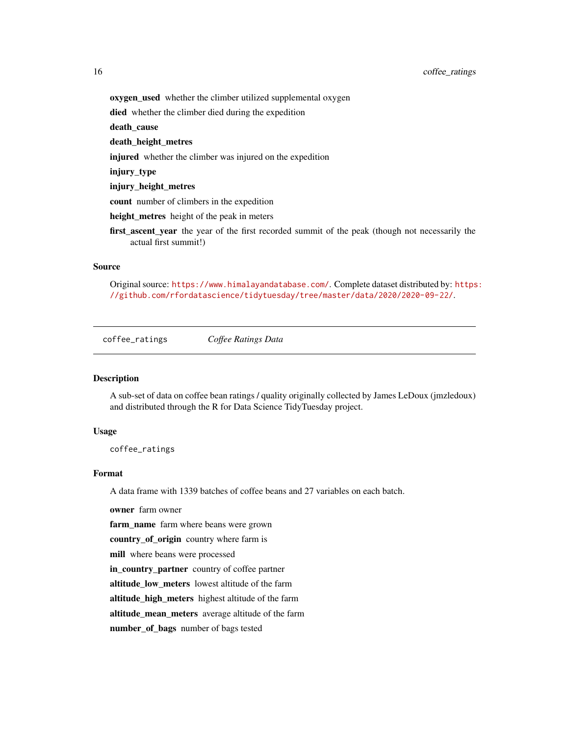**oxygen_used** whether the climber utilized supplemental oxygen

**died** whether the climber died during the expedition

**death_cause**

**death_height_metres**

**injured** whether the climber was injured on the expedition

**injury_type**

**injury_height_metres**

**count** number of climbers in the expedition

**height_metres** height of the peak in meters

**first_ascent_year** the year of the first recorded summit of the peak (though not necessarily the actual first summit!)

### Source

Original source: https://www.himalayandatabase.com/. Complete dataset distributed by: https://github.com/rfordatascience/tidytuesday/tree/master/data/2020/2020-09-22/.

---

## coffee_ratings    *Coffee Ratings Data*

---

### Description

A sub-set of data on coffee bean ratings / quality originally collected by James LeDoux (jmzledoux) and distributed through the R for Data Science TidyTuesday project.

### Usage

```
coffee_ratings
```

### Format

A data frame with 1339 batches of coffee beans and 27 variables on each batch.

**owner** farm owner

**farm_name** farm where beans were grown

**country_of_origin** country where farm is

**mill** where beans were processed

**in_country_partner** country of coffee partner

**altitude_low_meters** lowest altitude of the farm

**altitude_high_meters** highest altitude of the farm

**altitude_mean_meters** average altitude of the farm

**number_of_bags** number of bags tested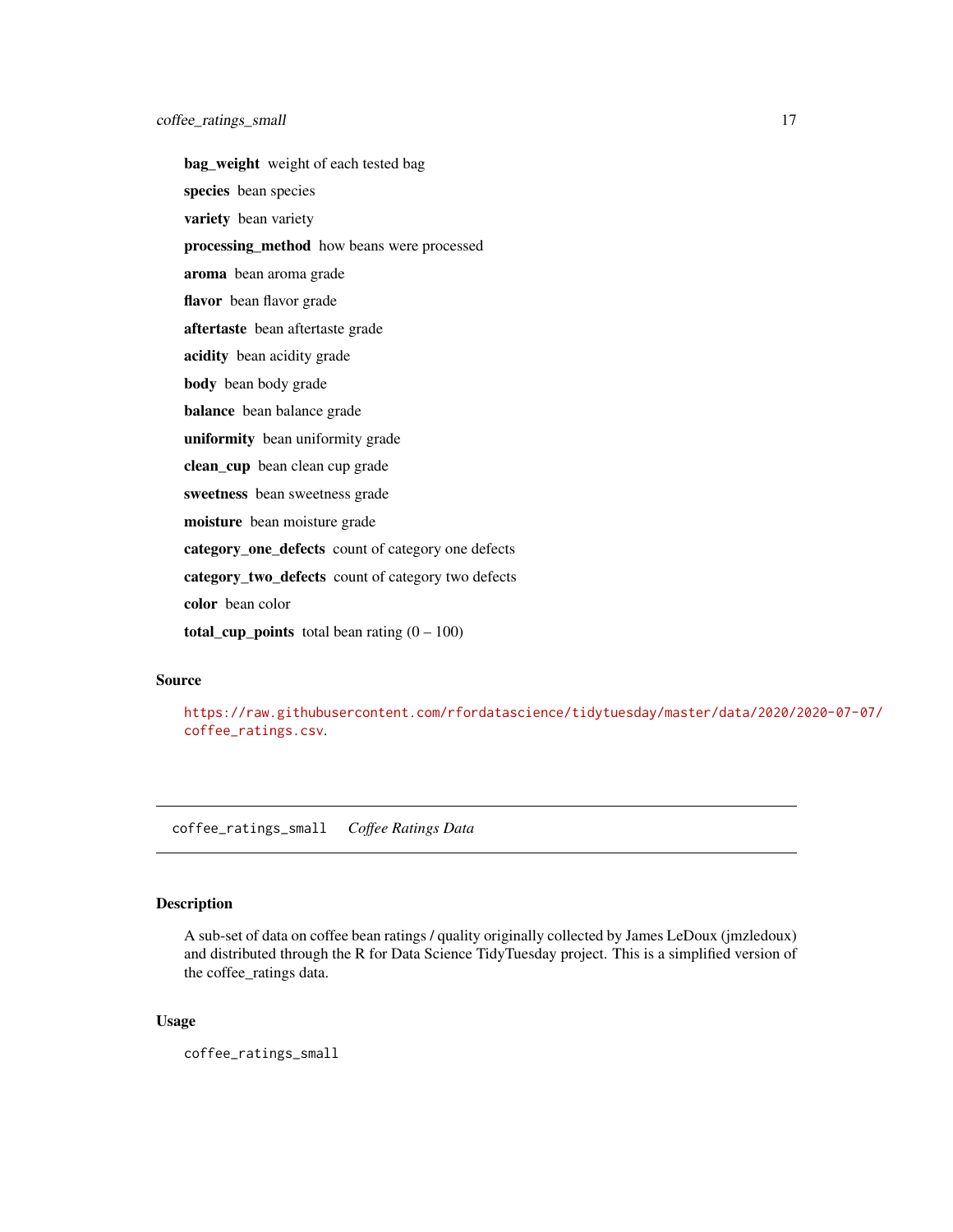**bag_weight** weight of each tested bag

**species** bean species

**variety** bean variety

**processing_method** how beans were processed

**aroma** bean aroma grade

**flavor** bean flavor grade

**aftertaste** bean aftertaste grade

**acidity** bean acidity grade

**body** bean body grade

**balance** bean balance grade

**uniformity** bean uniformity grade

**clean_cup** bean clean cup grade

**sweetness** bean sweetness grade

**moisture** bean moisture grade

**category_one_defects** count of category one defects

**category_two_defects** count of category two defects

**color** bean color

**total_cup_points** total bean rating (0 – 100)

## Source

https://raw.githubusercontent.com/rfordatascience/tidytuesday/master/data/2020/2020-07-07/coffee_ratings.csv.

---

# coffee_ratings_small *Coffee Ratings Data*

## Description

A sub-set of data on coffee bean ratings / quality originally collected by James LeDoux (jmzledoux) and distributed through the R for Data Science TidyTuesday project. This is a simplified version of the coffee_ratings data.

## Usage

```
coffee_ratings_small
```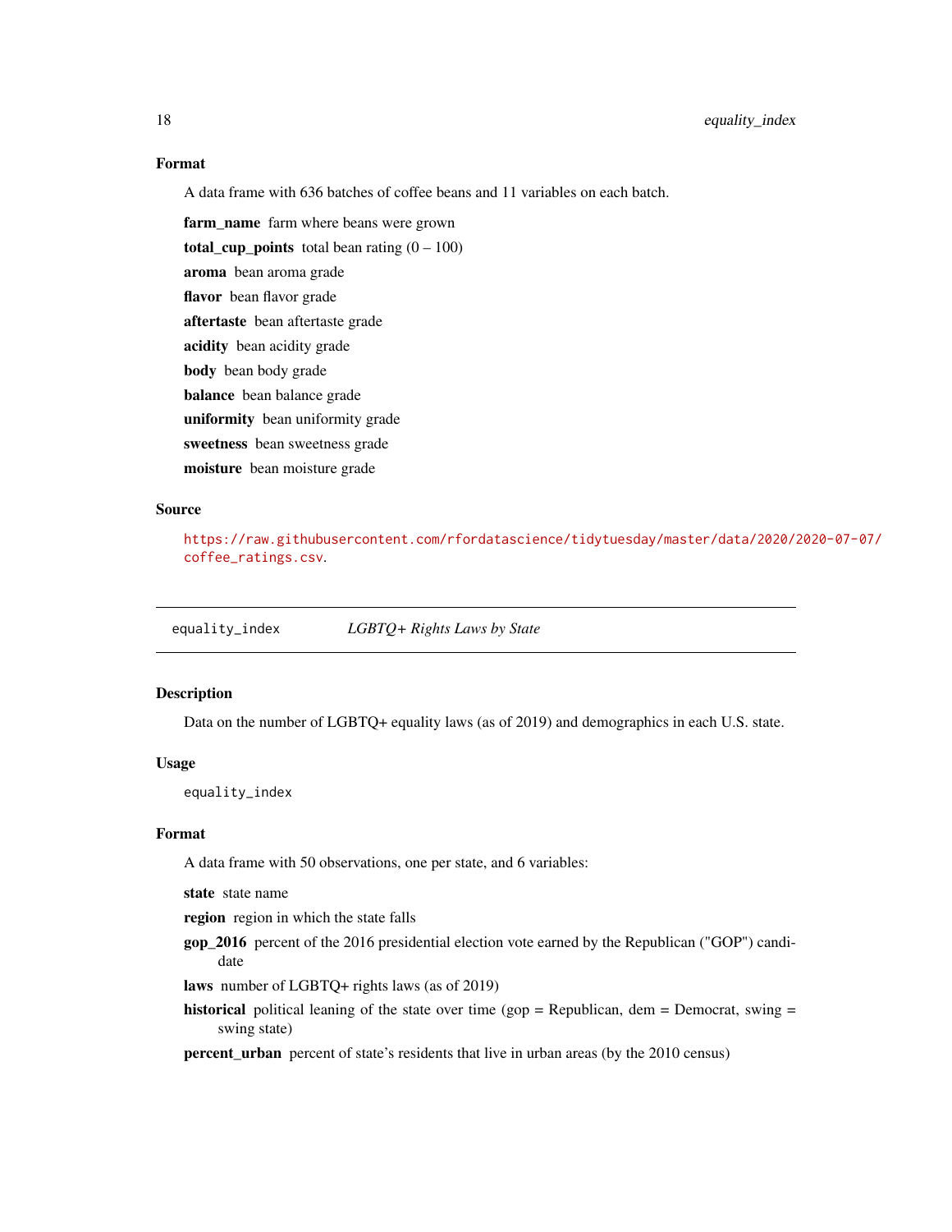### Format

A data frame with 636 batches of coffee beans and 11 variables on each batch.

**farm_name** farm where beans were grown

**total_cup_points** total bean rating (0 – 100)

**aroma** bean aroma grade

**flavor** bean flavor grade

**aftertaste** bean aftertaste grade

**acidity** bean acidity grade

**body** bean body grade

**balance** bean balance grade

**uniformity** bean uniformity grade

**sweetness** bean sweetness grade

**moisture** bean moisture grade

### Source

https://raw.githubusercontent.com/rfordatascience/tidytuesday/master/data/2020/2020-07-07/coffee_ratings.csv.

---

## equality_index *LGBTQ+ Rights Laws by State*

### Description

Data on the number of LGBTQ+ equality laws (as of 2019) and demographics in each U.S. state.

### Usage

```
equality_index
```

### Format

A data frame with 50 observations, one per state, and 6 variables:

**state** state name

**region** region in which the state falls

**gop_2016** percent of the 2016 presidential election vote earned by the Republican ("GOP") candidate

**laws** number of LGBTQ+ rights laws (as of 2019)

**historical** political leaning of the state over time (gop = Republican, dem = Democrat, swing = swing state)

**percent_urban** percent of state's residents that live in urban areas (by the 2010 census)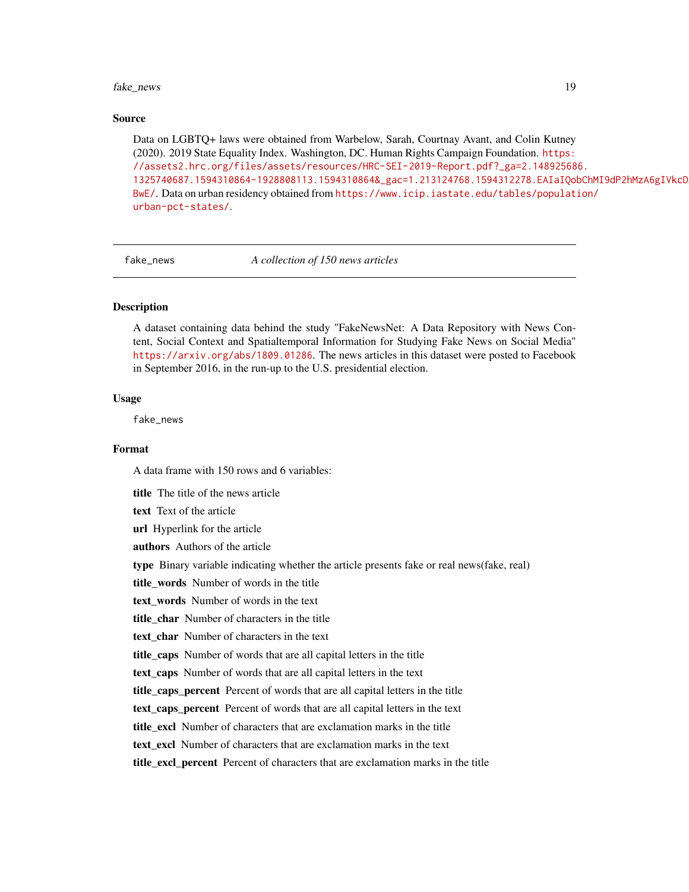### Source

Data on LGBTQ+ laws were obtained from Warbelow, Sarah, Courtnay Avant, and Colin Kutney (2020). 2019 State Equality Index. Washington, DC. Human Rights Campaign Foundation. https://assets2.hrc.org/files/assets/resources/HRC-SEI-2019-Report.pdf?_ga=2.148925686.1325740687.1594310864-1928808113.1594310864&_gac=1.213124768.1594312278.EAIaIQobChMI9dP2hMzA6gIVkcDBwE/. Data on urban residency obtained from https://www.icip.iastate.edu/tables/population/urban-pct-states/.

---

## fake_news — *A collection of 150 news articles*

---

### Description

A dataset containing data behind the study "FakeNewsNet: A Data Repository with News Content, Social Context and Spatialtemporal Information for Studying Fake News on Social Media" https://arxiv.org/abs/1809.01286. The news articles in this dataset were posted to Facebook in September 2016, in the run-up to the U.S. presidential election.

### Usage

```
fake_news
```

### Format

A data frame with 150 rows and 6 variables:

- **title** The title of the news article
- **text** Text of the article
- **url** Hyperlink for the article
- **authors** Authors of the article
- **type** Binary variable indicating whether the article presents fake or real news(fake, real)
- **title_words** Number of words in the title
- **text_words** Number of words in the text
- **title_char** Number of characters in the title
- **text_char** Number of characters in the text
- **title_caps** Number of words that are all capital letters in the title
- **text_caps** Number of words that are all capital letters in the text
- **title_caps_percent** Percent of words that are all capital letters in the title
- **text_caps_percent** Percent of words that are all capital letters in the text
- **title_excl** Number of characters that are exclamation marks in the title
- **text_excl** Number of characters that are exclamation marks in the text
- **title_excl_percent** Percent of characters that are exclamation marks in the title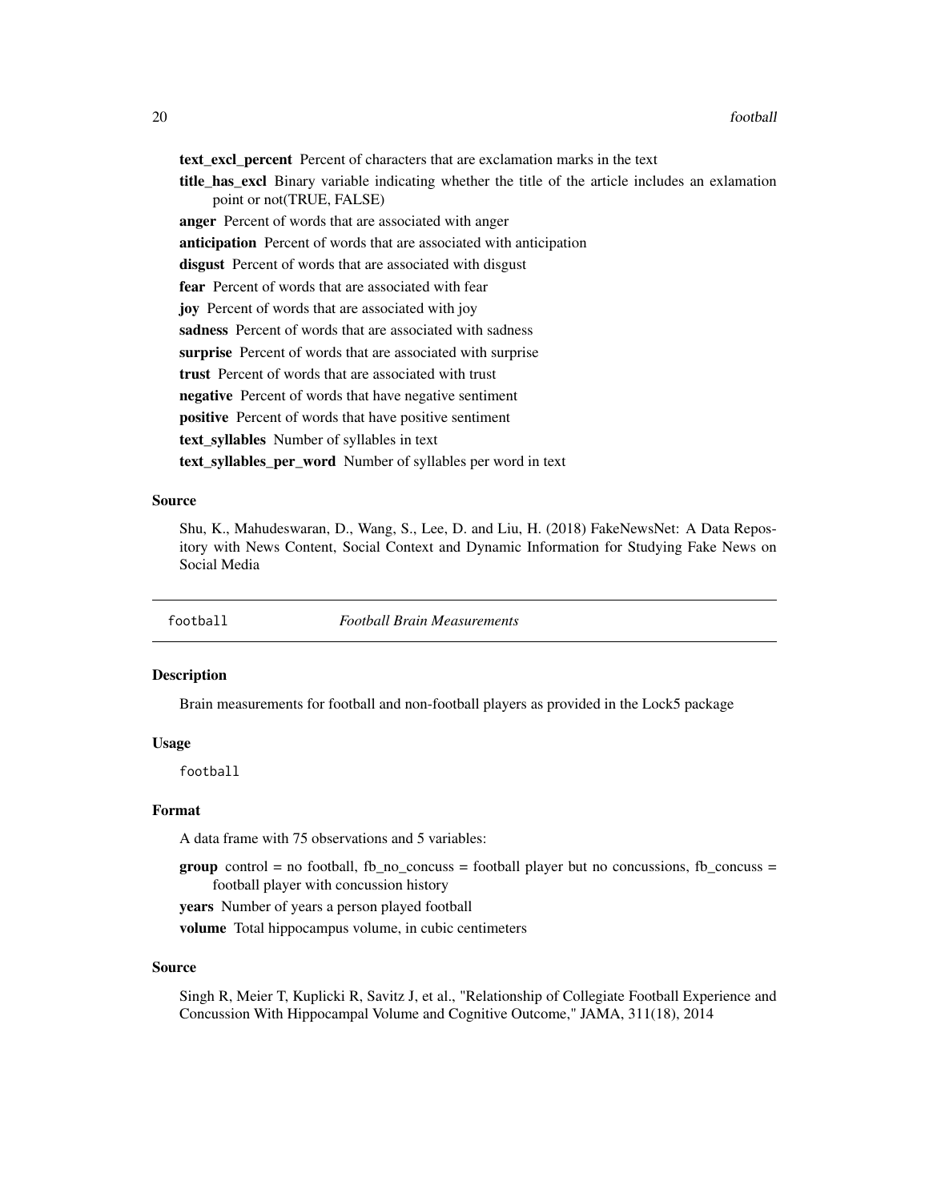**text_excl_percent** Percent of characters that are exclamation marks in the text

**title_has_excl** Binary variable indicating whether the title of the article includes an exlamation point or not(TRUE, FALSE)

**anger** Percent of words that are associated with anger

**anticipation** Percent of words that are associated with anticipation

**disgust** Percent of words that are associated with disgust

**fear** Percent of words that are associated with fear

**joy** Percent of words that are associated with joy

**sadness** Percent of words that are associated with sadness

**surprise** Percent of words that are associated with surprise

**trust** Percent of words that are associated with trust

**negative** Percent of words that have negative sentiment

**positive** Percent of words that have positive sentiment

**text_syllables** Number of syllables in text

**text_syllables_per_word** Number of syllables per word in text

### Source

Shu, K., Mahudeswaran, D., Wang, S., Lee, D. and Liu, H. (2018) FakeNewsNet: A Data Repository with News Content, Social Context and Dynamic Information for Studying Fake News on Social Media

---

## football *Football Brain Measurements*

### Description

Brain measurements for football and non-football players as provided in the Lock5 package

### Usage

```
football
```

### Format

A data frame with 75 observations and 5 variables:

**group** control = no football, fb_no_concuss = football player but no concussions, fb_concuss = football player with concussion history

**years** Number of years a person played football

**volume** Total hippocampus volume, in cubic centimeters

### Source

Singh R, Meier T, Kuplicki R, Savitz J, et al., "Relationship of Collegiate Football Experience and Concussion With Hippocampal Volume and Cognitive Outcome," JAMA, 311(18), 2014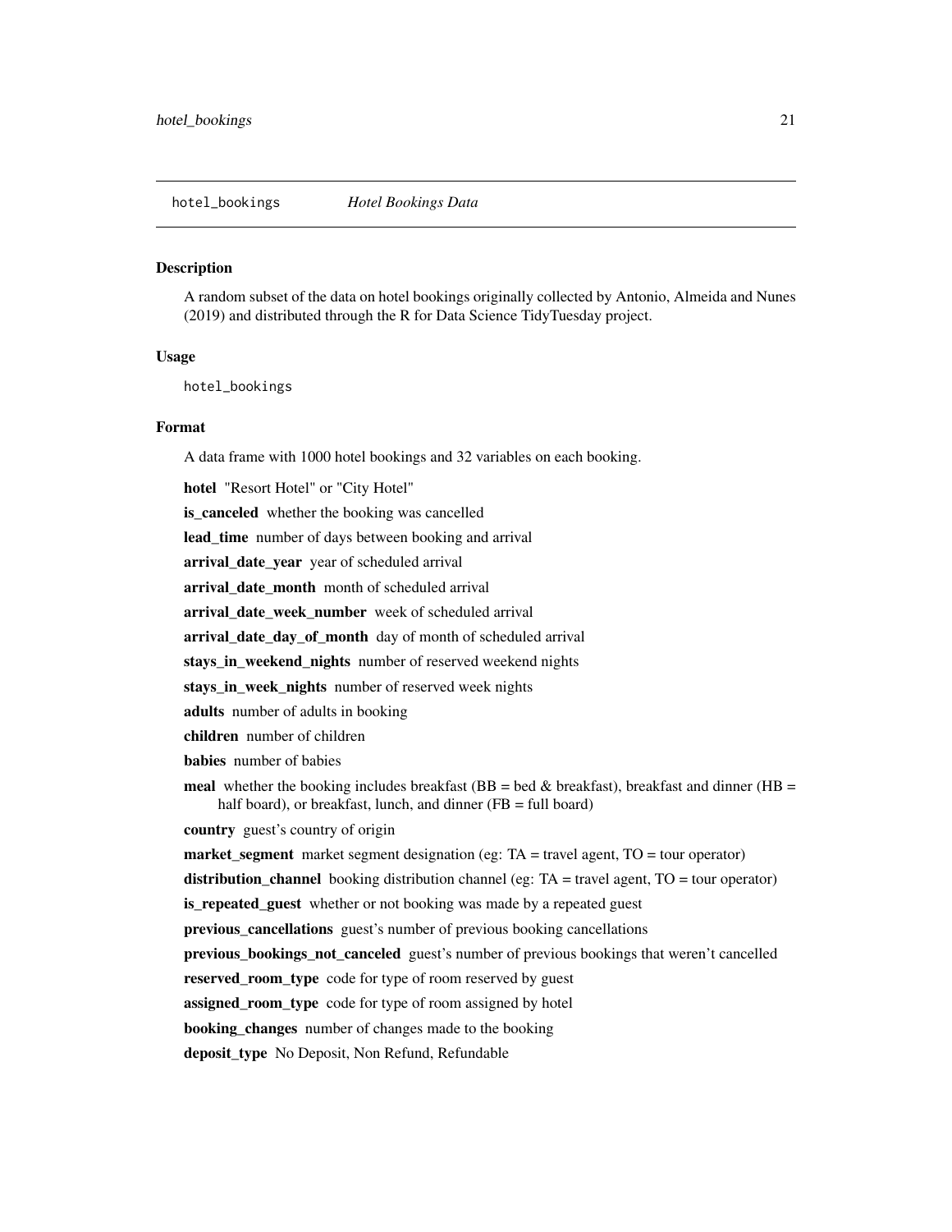## hotel_bookings *Hotel Bookings Data*

### Description

A random subset of the data on hotel bookings originally collected by Antonio, Almeida and Nunes (2019) and distributed through the R for Data Science TidyTuesday project.

### Usage

```
hotel_bookings
```

### Format

A data frame with 1000 hotel bookings and 32 variables on each booking.

**hotel** "Resort Hotel" or "City Hotel"

**is_canceled** whether the booking was cancelled

**lead_time** number of days between booking and arrival

**arrival_date_year** year of scheduled arrival

**arrival_date_month** month of scheduled arrival

**arrival_date_week_number** week of scheduled arrival

**arrival_date_day_of_month** day of month of scheduled arrival

**stays_in_weekend_nights** number of reserved weekend nights

**stays_in_week_nights** number of reserved week nights

**adults** number of adults in booking

**children** number of children

**babies** number of babies

**meal** whether the booking includes breakfast (BB = bed & breakfast), breakfast and dinner (HB = half board), or breakfast, lunch, and dinner (FB = full board)

**country** guest's country of origin

**market_segment** market segment designation (eg: TA = travel agent, TO = tour operator)

**distribution_channel** booking distribution channel (eg: TA = travel agent, TO = tour operator)

**is_repeated_guest** whether or not booking was made by a repeated guest

**previous_cancellations** guest's number of previous booking cancellations

**previous_bookings_not_canceled** guest's number of previous bookings that weren't cancelled

**reserved_room_type** code for type of room reserved by guest

**assigned_room_type** code for type of room assigned by hotel

**booking_changes** number of changes made to the booking

**deposit_type** No Deposit, Non Refund, Refundable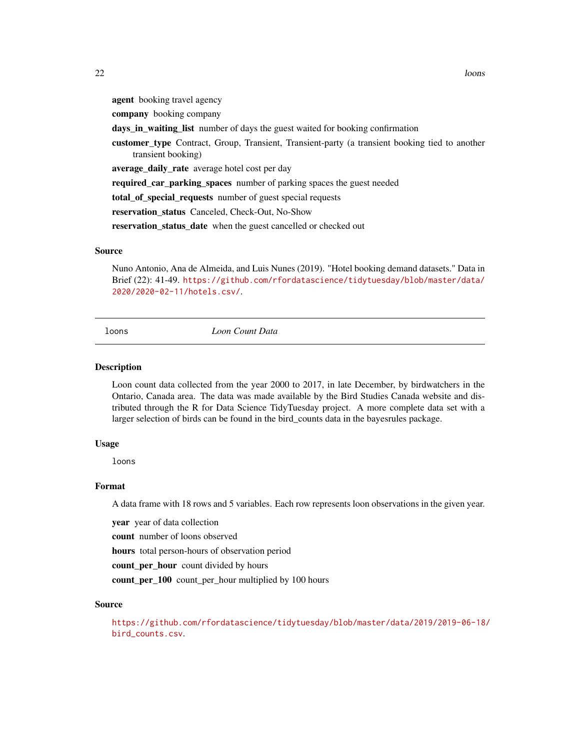**agent** booking travel agency

**company** booking company

**days_in_waiting_list** number of days the guest waited for booking confirmation

**customer_type** Contract, Group, Transient, Transient-party (a transient booking tied to another transient booking)

**average_daily_rate** average hotel cost per day

**required_car_parking_spaces** number of parking spaces the guest needed

**total_of_special_requests** number of guest special requests

**reservation_status** Canceled, Check-Out, No-Show

**reservation_status_date** when the guest cancelled or checked out

### Source

Nuno Antonio, Ana de Almeida, and Luis Nunes (2019). "Hotel booking demand datasets." Data in Brief (22): 41-49. https://github.com/rfordatascience/tidytuesday/blob/master/data/2020/2020-02-11/hotels.csv/.

---

## loons *Loon Count Data*

---

### Description

Loon count data collected from the year 2000 to 2017, in late December, by birdwatchers in the Ontario, Canada area. The data was made available by the Bird Studies Canada website and distributed through the R for Data Science TidyTuesday project. A more complete data set with a larger selection of birds can be found in the bird_counts data in the bayesrules package.

### Usage

```
loons
```

### Format

A data frame with 18 rows and 5 variables. Each row represents loon observations in the given year.

**year** year of data collection

**count** number of loons observed

**hours** total person-hours of observation period

**count_per_hour** count divided by hours

**count_per_100** count_per_hour multiplied by 100 hours

### Source

https://github.com/rfordatascience/tidytuesday/blob/master/data/2019/2019-06-18/bird_counts.csv.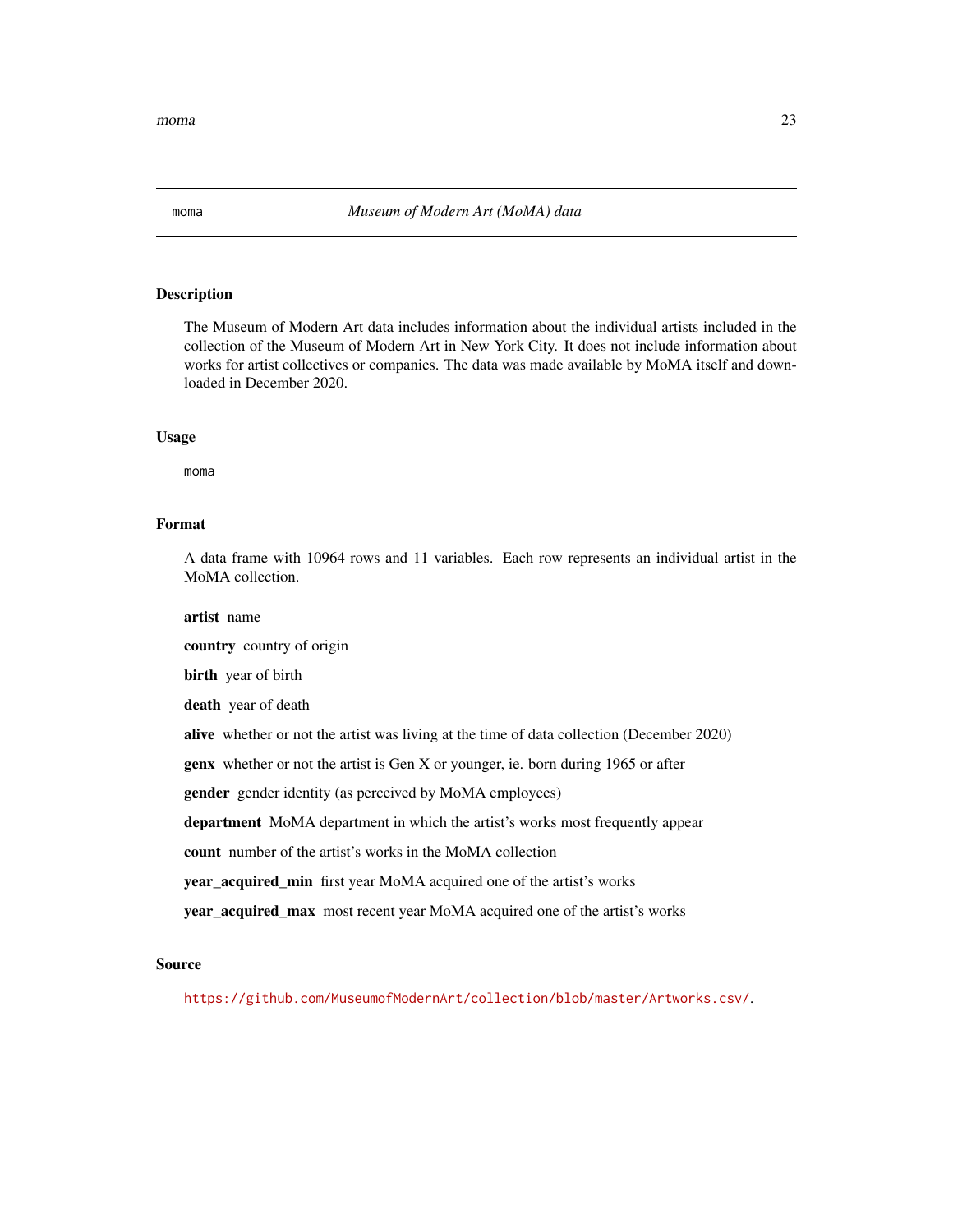# moma — *Museum of Modern Art (MoMA) data*

## Description

The Museum of Modern Art data includes information about the individual artists included in the collection of the Museum of Modern Art in New York City. It does not include information about works for artist collectives or companies. The data was made available by MoMA itself and downloaded in December 2020.

## Usage

```
moma
```

## Format

A data frame with 10964 rows and 11 variables. Each row represents an individual artist in the MoMA collection.

**artist** name

**country** country of origin

**birth** year of birth

**death** year of death

**alive** whether or not the artist was living at the time of data collection (December 2020)

**genx** whether or not the artist is Gen X or younger, ie. born during 1965 or after

**gender** gender identity (as perceived by MoMA employees)

**department** MoMA department in which the artist's works most frequently appear

**count** number of the artist's works in the MoMA collection

**year_acquired_min** first year MoMA acquired one of the artist's works

**year_acquired_max** most recent year MoMA acquired one of the artist's works

## Source

https://github.com/MuseumofModernArt/collection/blob/master/Artworks.csv/.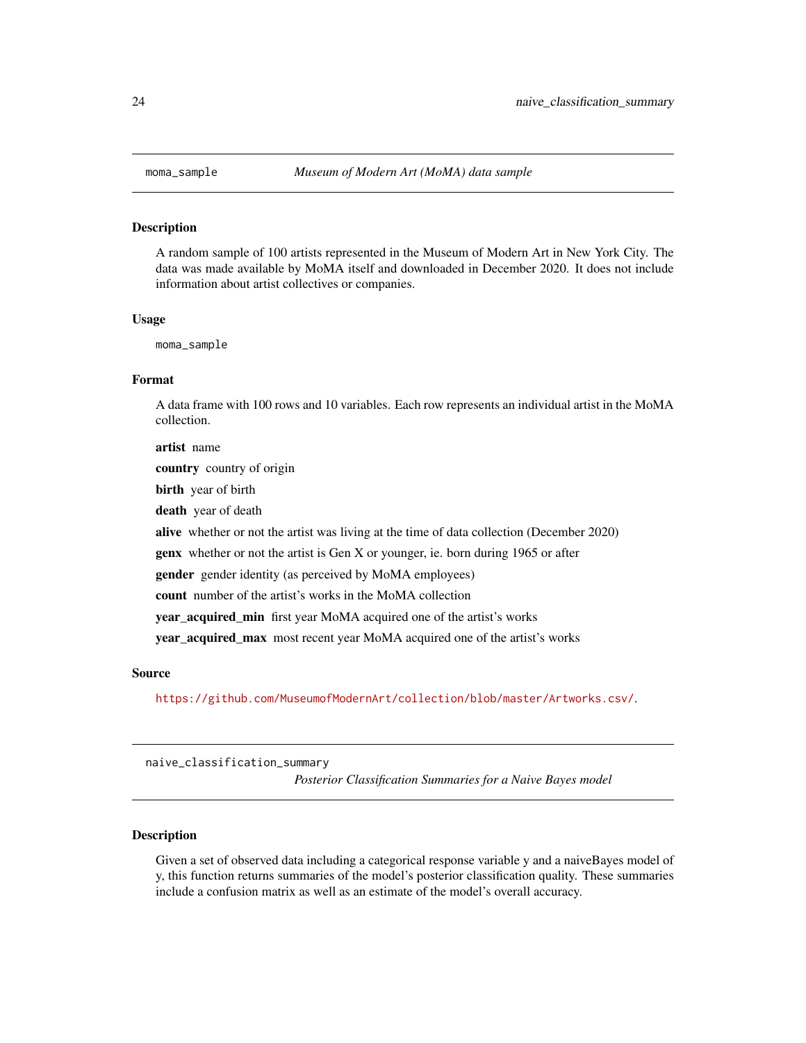## moma_sample *Museum of Modern Art (MoMA) data sample*

### Description

A random sample of 100 artists represented in the Museum of Modern Art in New York City. The data was made available by MoMA itself and downloaded in December 2020. It does not include information about artist collectives or companies.

### Usage

```
moma_sample
```

### Format

A data frame with 100 rows and 10 variables. Each row represents an individual artist in the MoMA collection.

**artist** name

**country** country of origin

**birth** year of birth

**death** year of death

**alive** whether or not the artist was living at the time of data collection (December 2020)

**genx** whether or not the artist is Gen X or younger, ie. born during 1965 or after

**gender** gender identity (as perceived by MoMA employees)

**count** number of the artist's works in the MoMA collection

**year_acquired_min** first year MoMA acquired one of the artist's works

**year_acquired_max** most recent year MoMA acquired one of the artist's works

### Source

https://github.com/MuseumofModernArt/collection/blob/master/Artworks.csv/.

## naive_classification_summary *Posterior Classification Summaries for a Naive Bayes model*

### Description

Given a set of observed data including a categorical response variable y and a naiveBayes model of y, this function returns summaries of the model's posterior classification quality. These summaries include a confusion matrix as well as an estimate of the model's overall accuracy.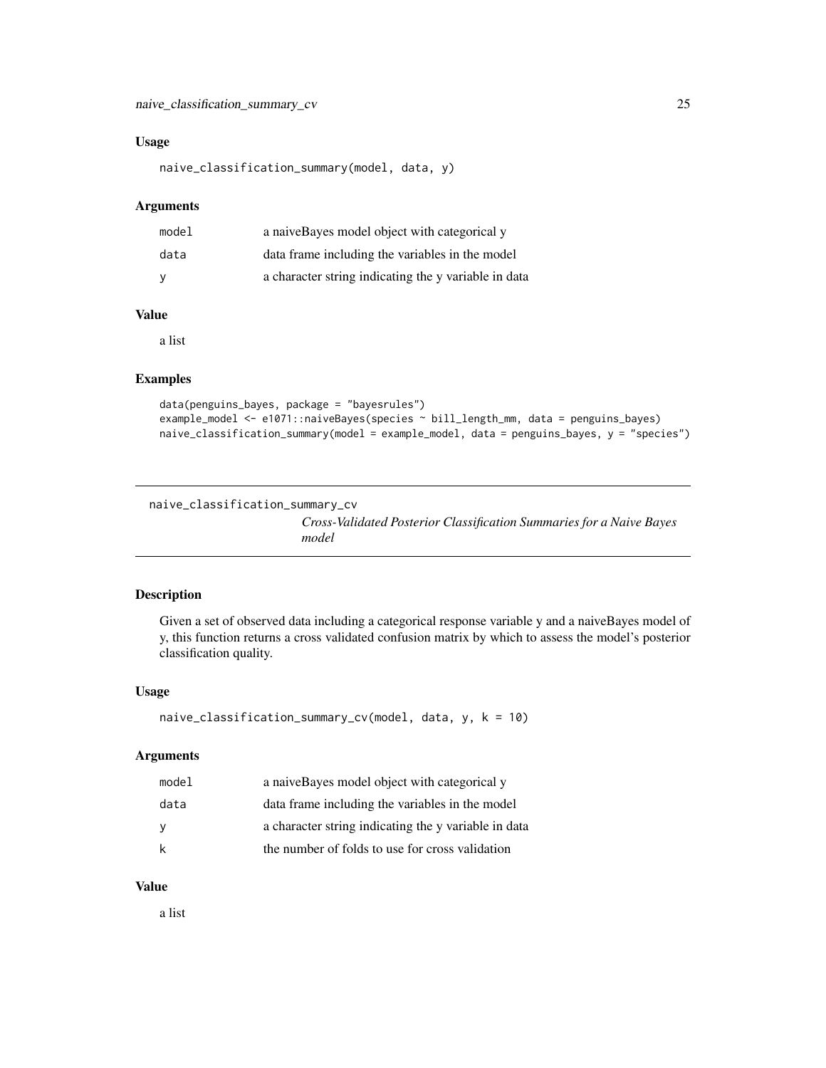### Usage

```
naive_classification_summary(model, data, y)
```

### Arguments

| | |
|---|---|
| model | a naiveBayes model object with categorical y |
| data | data frame including the variables in the model |
| y | a character string indicating the y variable in data |

### Value

a list

### Examples

```
data(penguins_bayes, package = "bayesrules")
example_model <- e1071::naiveBayes(species ~ bill_length_mm, data = penguins_bayes)
naive_classification_summary(model = example_model, data = penguins_bayes, y = "species")
```

---

## naive_classification_summary_cv

*Cross-Validated Posterior Classification Summaries for a Naive Bayes model*

---

### Description

Given a set of observed data including a categorical response variable y and a naiveBayes model of y, this function returns a cross validated confusion matrix by which to assess the model's posterior classification quality.

### Usage

```
naive_classification_summary_cv(model, data, y, k = 10)
```

### Arguments

| | |
|---|---|
| model | a naiveBayes model object with categorical y |
| data | data frame including the variables in the model |
| y | a character string indicating the y variable in data |
| k | the number of folds to use for cross validation |

### Value

a list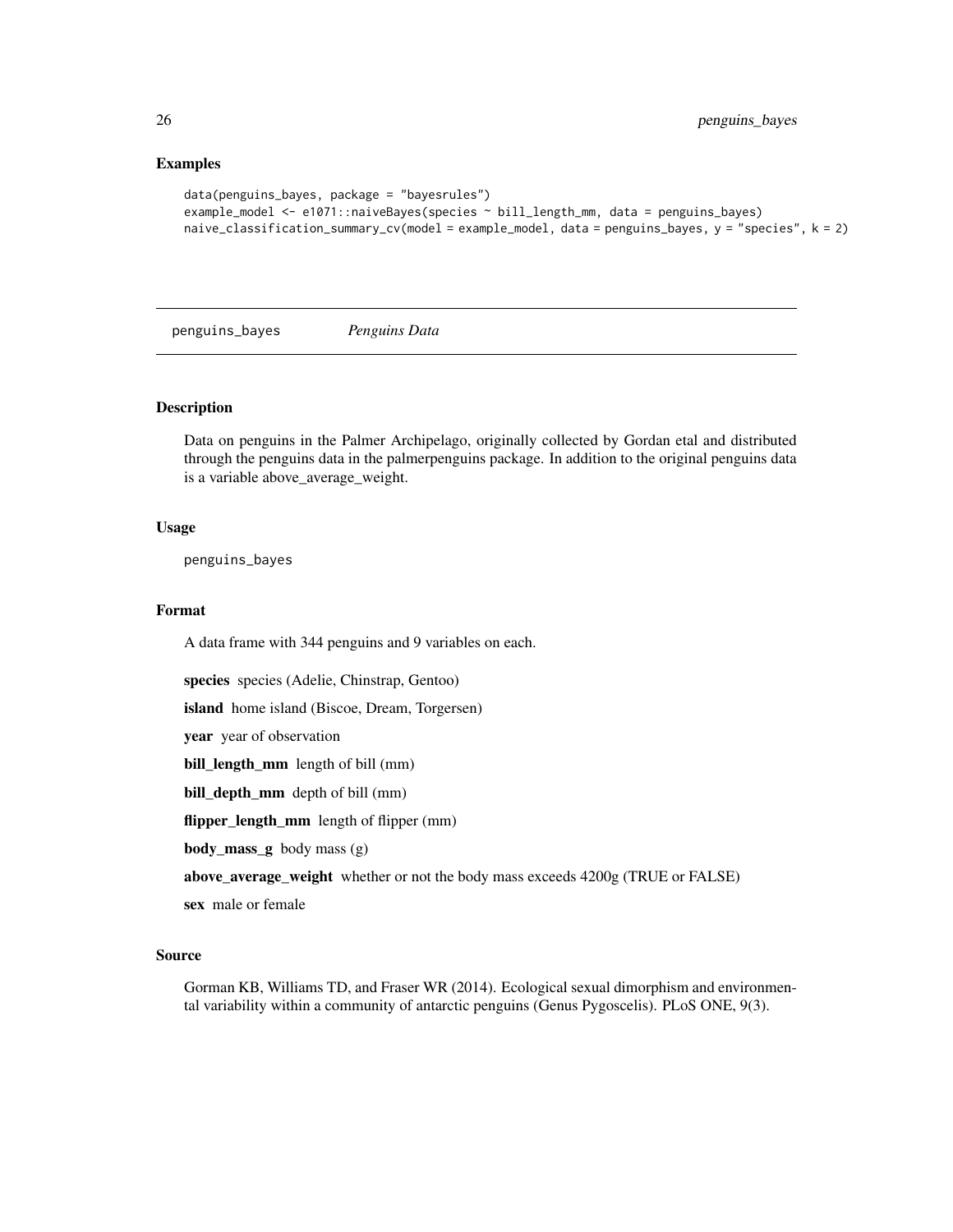## Examples

```
data(penguins_bayes, package = "bayesrules")
example_model <- e1071::naiveBayes(species ~ bill_length_mm, data = penguins_bayes)
naive_classification_summary_cv(model = example_model, data = penguins_bayes, y = "species", k = 2)
```

---

# penguins_bayes *Penguins Data*

---

## Description

Data on penguins in the Palmer Archipelago, originally collected by Gordan etal and distributed through the penguins data in the palmerpenguins package. In addition to the original penguins data is a variable above_average_weight.

## Usage

```
penguins_bayes
```

## Format

A data frame with 344 penguins and 9 variables on each.

**species** species (Adelie, Chinstrap, Gentoo)

**island** home island (Biscoe, Dream, Torgersen)

**year** year of observation

**bill_length_mm** length of bill (mm)

**bill_depth_mm** depth of bill (mm)

**flipper_length_mm** length of flipper (mm)

**body_mass_g** body mass (g)

**above_average_weight** whether or not the body mass exceeds 4200g (TRUE or FALSE)

**sex** male or female

## Source

Gorman KB, Williams TD, and Fraser WR (2014). Ecological sexual dimorphism and environmental variability within a community of antarctic penguins (Genus Pygoscelis). PLoS ONE, 9(3).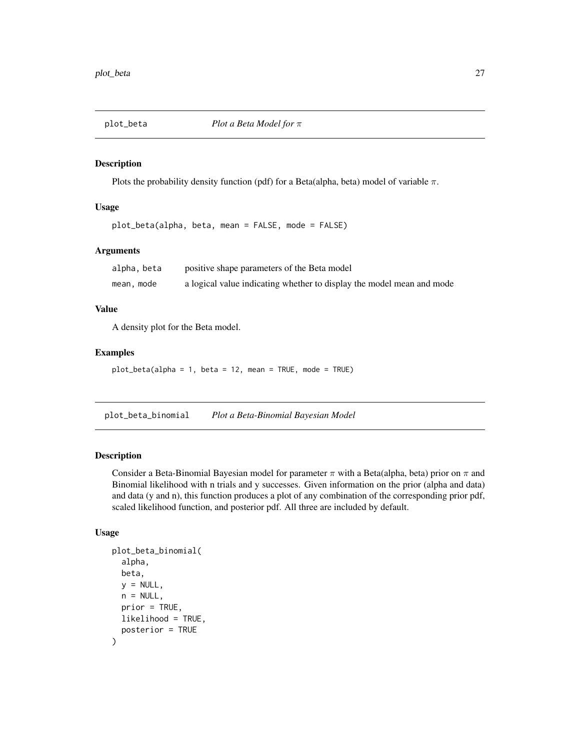## plot_beta *Plot a Beta Model for $\pi$*

### Description

Plots the probability density function (pdf) for a Beta(alpha, beta) model of variable $\pi$.

### Usage

```
plot_beta(alpha, beta, mean = FALSE, mode = FALSE)
```

### Arguments

| | |
|---|---|
| alpha, beta | positive shape parameters of the Beta model |
| mean, mode | a logical value indicating whether to display the model mean and mode |

### Value

A density plot for the Beta model.

### Examples

```
plot_beta(alpha = 1, beta = 12, mean = TRUE, mode = TRUE)
```

## plot_beta_binomial *Plot a Beta-Binomial Bayesian Model*

### Description

Consider a Beta-Binomial Bayesian model for parameter $\pi$ with a Beta(alpha, beta) prior on $\pi$ and Binomial likelihood with n trials and y successes. Given information on the prior (alpha and data) and data (y and n), this function produces a plot of any combination of the corresponding prior pdf, scaled likelihood function, and posterior pdf. All three are included by default.

### Usage

```
plot_beta_binomial(
  alpha,
  beta,
  y = NULL,
  n = NULL,
  prior = TRUE,
  likelihood = TRUE,
  posterior = TRUE
)
```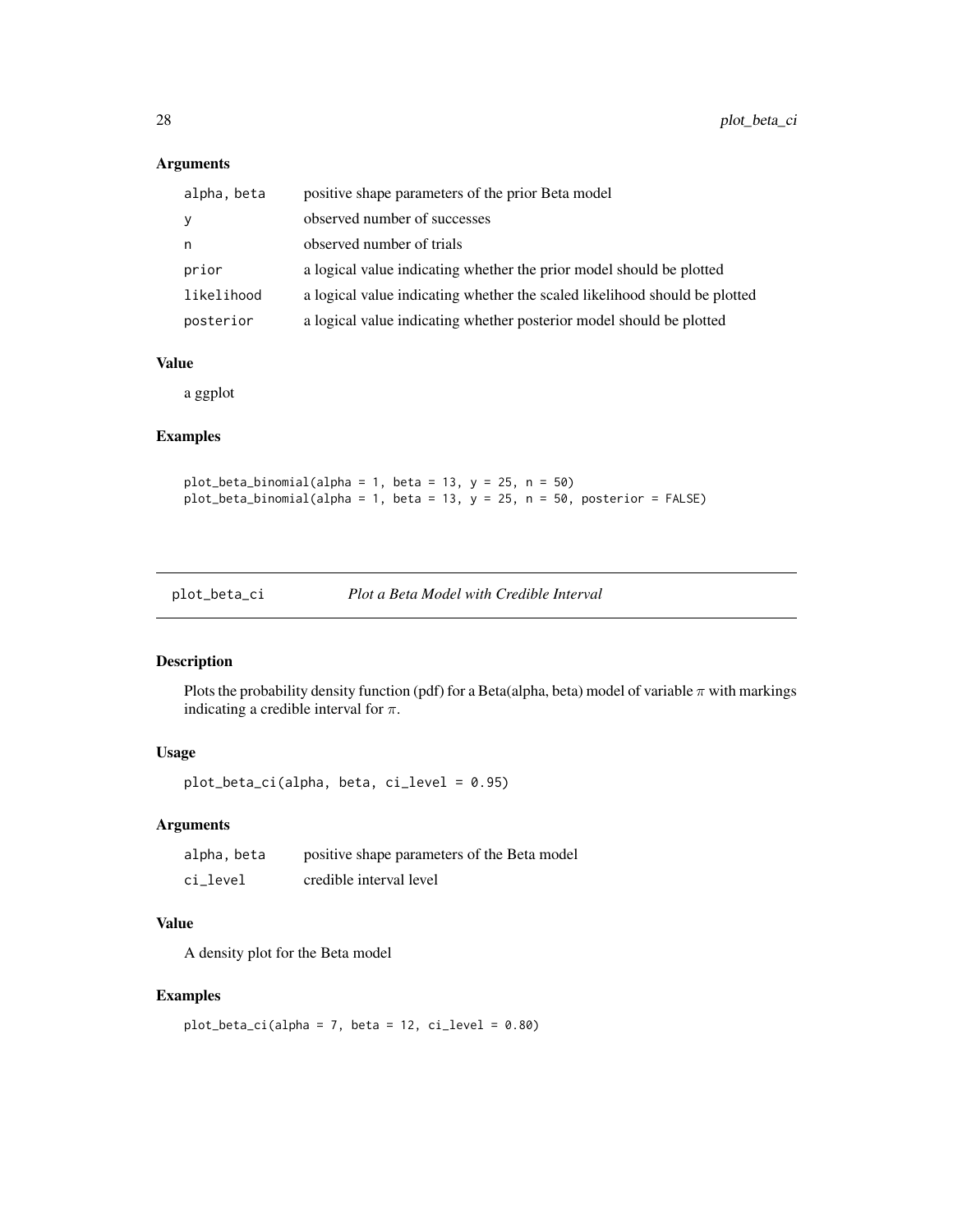### Arguments

| | |
|---|---|
| alpha, beta | positive shape parameters of the prior Beta model |
| y | observed number of successes |
| n | observed number of trials |
| prior | a logical value indicating whether the prior model should be plotted |
| likelihood | a logical value indicating whether the scaled likelihood should be plotted |
| posterior | a logical value indicating whether posterior model should be plotted |

### Value

a ggplot

### Examples

```
plot_beta_binomial(alpha = 1, beta = 13, y = 25, n = 50)
plot_beta_binomial(alpha = 1, beta = 13, y = 25, n = 50, posterior = FALSE)
```

---

## plot_beta_ci *Plot a Beta Model with Credible Interval*

---

### Description

Plots the probability density function (pdf) for a Beta(alpha, beta) model of variable $\pi$ with markings indicating a credible interval for $\pi$.

### Usage

```
plot_beta_ci(alpha, beta, ci_level = 0.95)
```

### Arguments

| | |
|---|---|
| alpha, beta | positive shape parameters of the Beta model |
| ci_level | credible interval level |

### Value

A density plot for the Beta model

### Examples

```
plot_beta_ci(alpha = 7, beta = 12, ci_level = 0.80)
```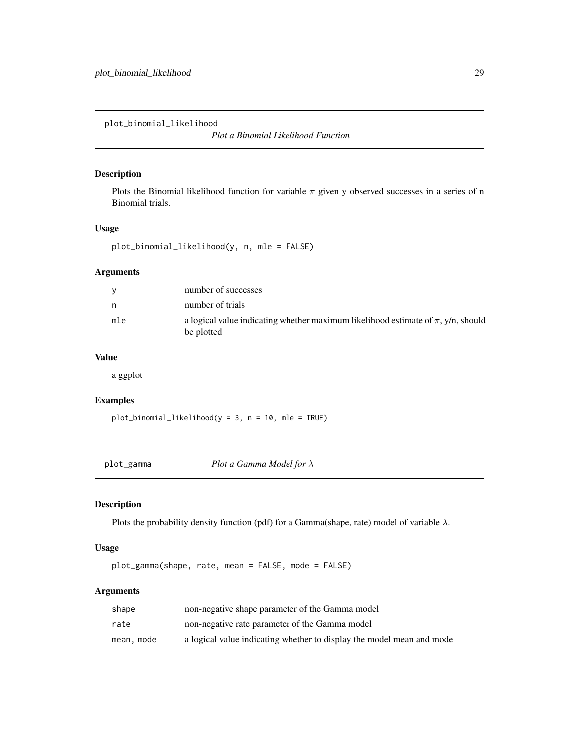## plot_binomial_likelihood

*Plot a Binomial Likelihood Function*

### Description

Plots the Binomial likelihood function for variable $\pi$ given y observed successes in a series of n Binomial trials.

### Usage

```
plot_binomial_likelihood(y, n, mle = FALSE)
```

### Arguments

| | |
|---|---|
| y | number of successes |
| n | number of trials |
| mle | a logical value indicating whether maximum likelihood estimate of $\pi$, y/n, should be plotted |

### Value

a ggplot

### Examples

```
plot_binomial_likelihood(y = 3, n = 10, mle = TRUE)
```

## plot_gamma

*Plot a Gamma Model for $\lambda$*

### Description

Plots the probability density function (pdf) for a Gamma(shape, rate) model of variable $\lambda$.

### Usage

```
plot_gamma(shape, rate, mean = FALSE, mode = FALSE)
```

### Arguments

| | |
|---|---|
| shape | non-negative shape parameter of the Gamma model |
| rate | non-negative rate parameter of the Gamma model |
| mean, mode | a logical value indicating whether to display the model mean and mode |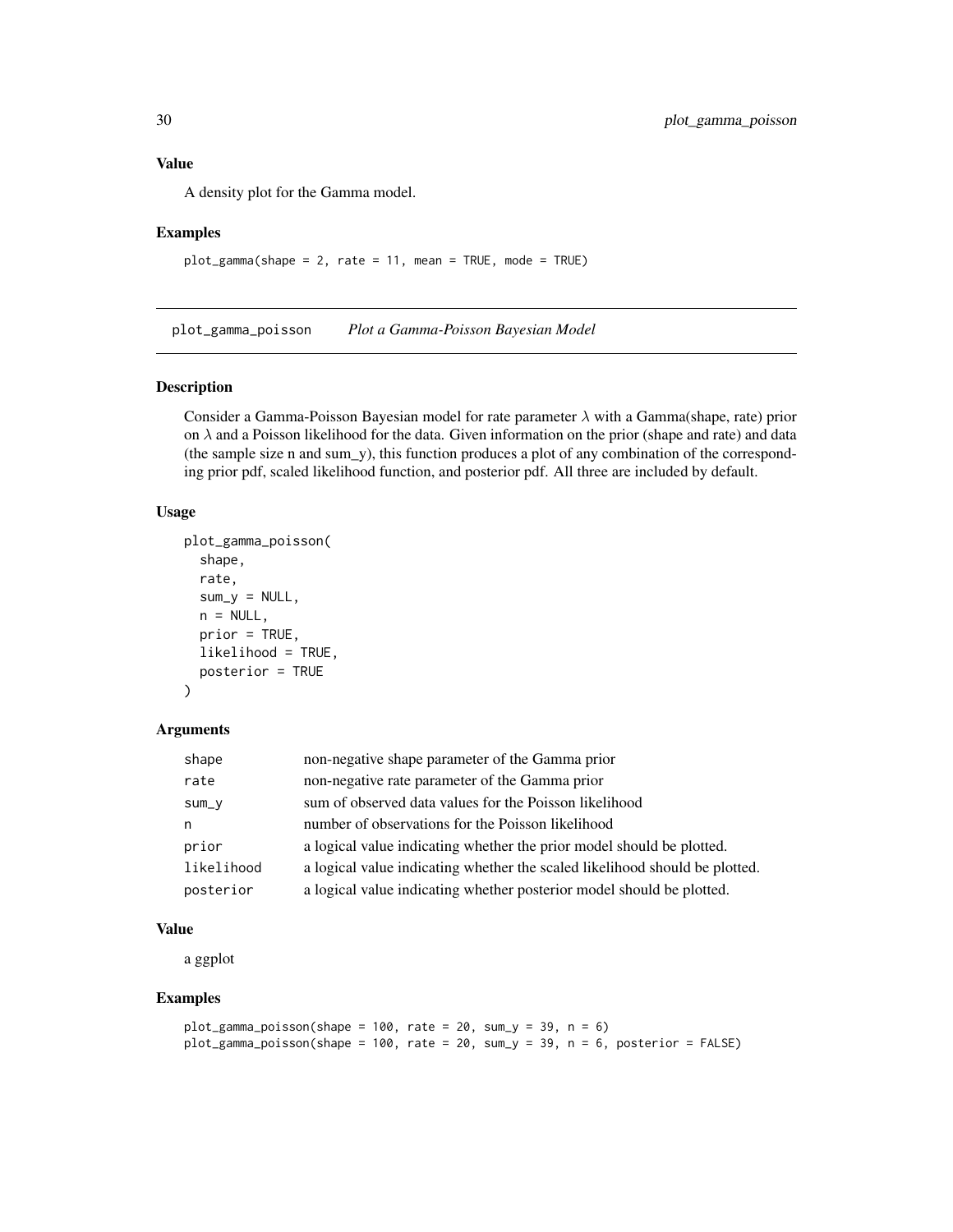## Value

A density plot for the Gamma model.

## Examples

```
plot_gamma(shape = 2, rate = 11, mean = TRUE, mode = TRUE)
```

---

# plot_gamma_poisson *Plot a Gamma-Poisson Bayesian Model*

## Description

Consider a Gamma-Poisson Bayesian model for rate parameter $\lambda$ with a Gamma(shape, rate) prior on $\lambda$ and a Poisson likelihood for the data. Given information on the prior (shape and rate) and data (the sample size n and sum_y), this function produces a plot of any combination of the corresponding prior pdf, scaled likelihood function, and posterior pdf. All three are included by default.

## Usage

```
plot_gamma_poisson(
  shape,
  rate,
  sum_y = NULL,
  n = NULL,
  prior = TRUE,
  likelihood = TRUE,
  posterior = TRUE
)
```

## Arguments

| | |
|---|---|
| shape | non-negative shape parameter of the Gamma prior |
| rate | non-negative rate parameter of the Gamma prior |
| sum_y | sum of observed data values for the Poisson likelihood |
| n | number of observations for the Poisson likelihood |
| prior | a logical value indicating whether the prior model should be plotted. |
| likelihood | a logical value indicating whether the scaled likelihood should be plotted. |
| posterior | a logical value indicating whether posterior model should be plotted. |

## Value

a ggplot

## Examples

```
plot_gamma_poisson(shape = 100, rate = 20, sum_y = 39, n = 6)
plot_gamma_poisson(shape = 100, rate = 20, sum_y = 39, n = 6, posterior = FALSE)
```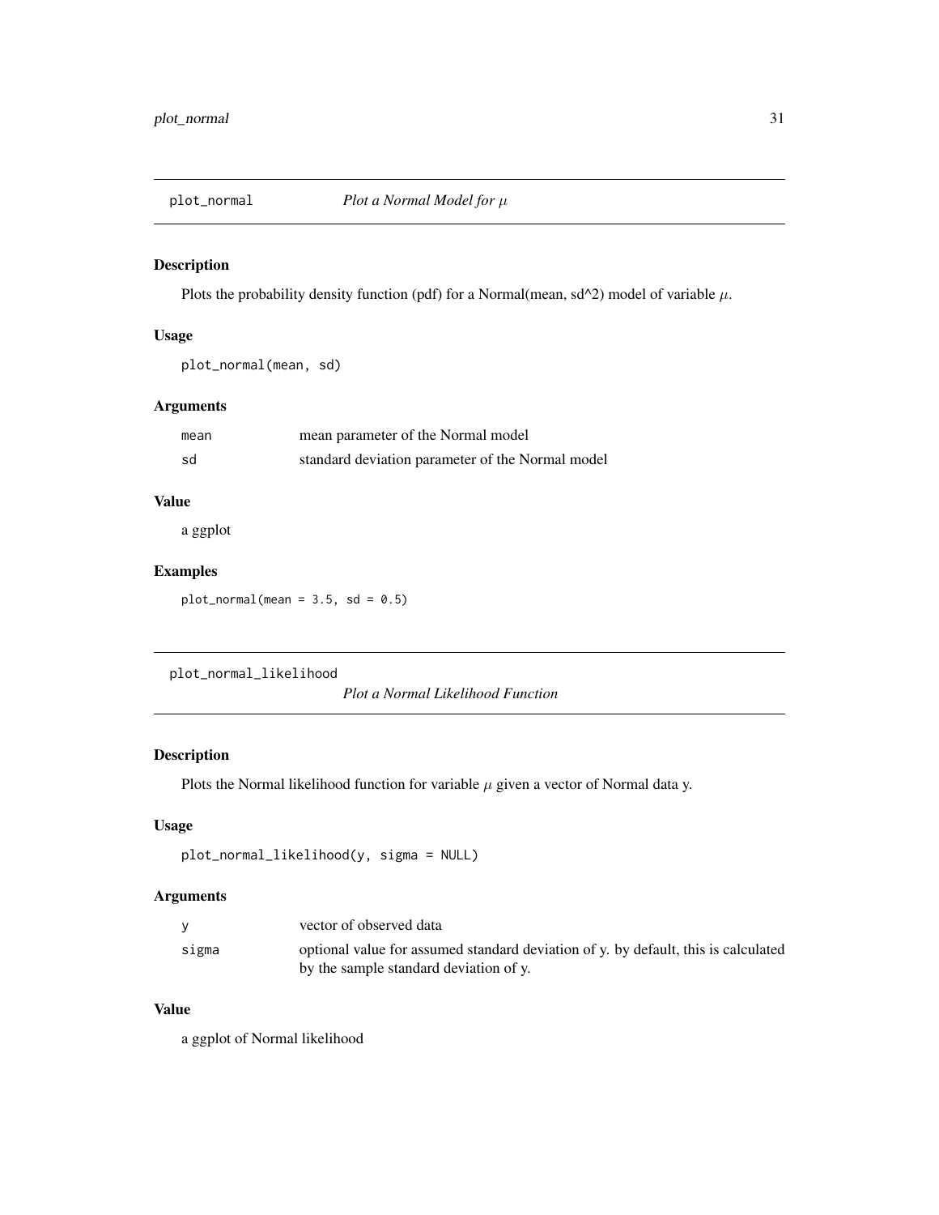## plot_normal — *Plot a Normal Model for $\mu$*

### Description

Plots the probability density function (pdf) for a Normal(mean, sd^2) model of variable $\mu$.

### Usage

```
plot_normal(mean, sd)
```

### Arguments

| | |
|---|---|
| mean | mean parameter of the Normal model |
| sd | standard deviation parameter of the Normal model |

### Value

a ggplot

### Examples

```
plot_normal(mean = 3.5, sd = 0.5)
```

## plot_normal_likelihood — *Plot a Normal Likelihood Function*

### Description

Plots the Normal likelihood function for variable $\mu$ given a vector of Normal data y.

### Usage

```
plot_normal_likelihood(y, sigma = NULL)
```

### Arguments

| | |
|---|---|
| y | vector of observed data |
| sigma | optional value for assumed standard deviation of y. by default, this is calculated by the sample standard deviation of y. |

### Value

a ggplot of Normal likelihood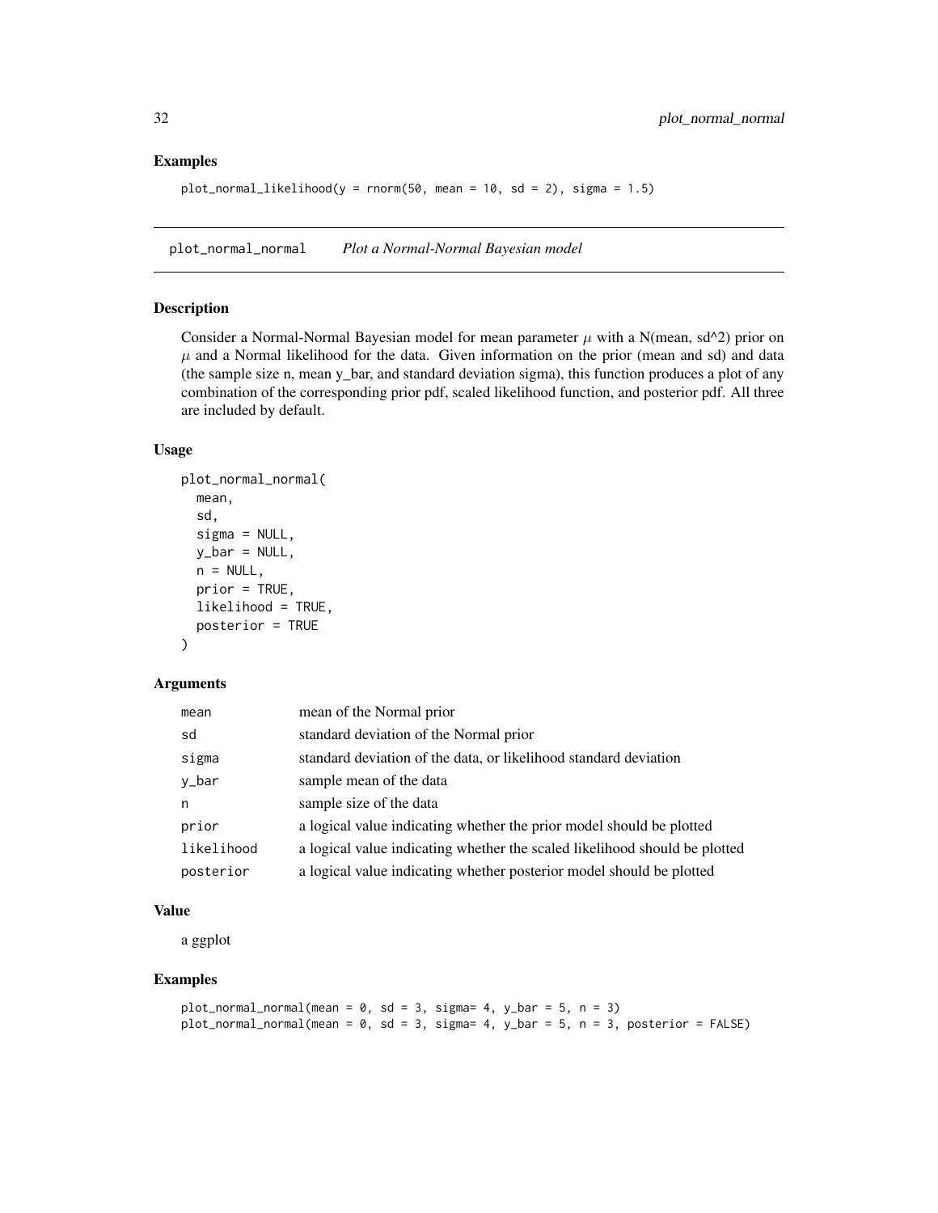### Examples

```
plot_normal_likelihood(y = rnorm(50, mean = 10, sd = 2), sigma = 1.5)
```

---

## plot_normal_normal    *Plot a Normal-Normal Bayesian model*

### Description

Consider a Normal-Normal Bayesian model for mean parameter $\mu$ with a N(mean, sd^2) prior on $\mu$ and a Normal likelihood for the data. Given information on the prior (mean and sd) and data (the sample size n, mean y_bar, and standard deviation sigma), this function produces a plot of any combination of the corresponding prior pdf, scaled likelihood function, and posterior pdf. All three are included by default.

### Usage

```
plot_normal_normal(
  mean,
  sd,
  sigma = NULL,
  y_bar = NULL,
  n = NULL,
  prior = TRUE,
  likelihood = TRUE,
  posterior = TRUE
)
```

### Arguments

| | |
|---|---|
| mean | mean of the Normal prior |
| sd | standard deviation of the Normal prior |
| sigma | standard deviation of the data, or likelihood standard deviation |
| y_bar | sample mean of the data |
| n | sample size of the data |
| prior | a logical value indicating whether the prior model should be plotted |
| likelihood | a logical value indicating whether the scaled likelihood should be plotted |
| posterior | a logical value indicating whether posterior model should be plotted |

### Value

a ggplot

### Examples

```
plot_normal_normal(mean = 0, sd = 3, sigma= 4, y_bar = 5, n = 3)
plot_normal_normal(mean = 0, sd = 3, sigma= 4, y_bar = 5, n = 3, posterior = FALSE)
```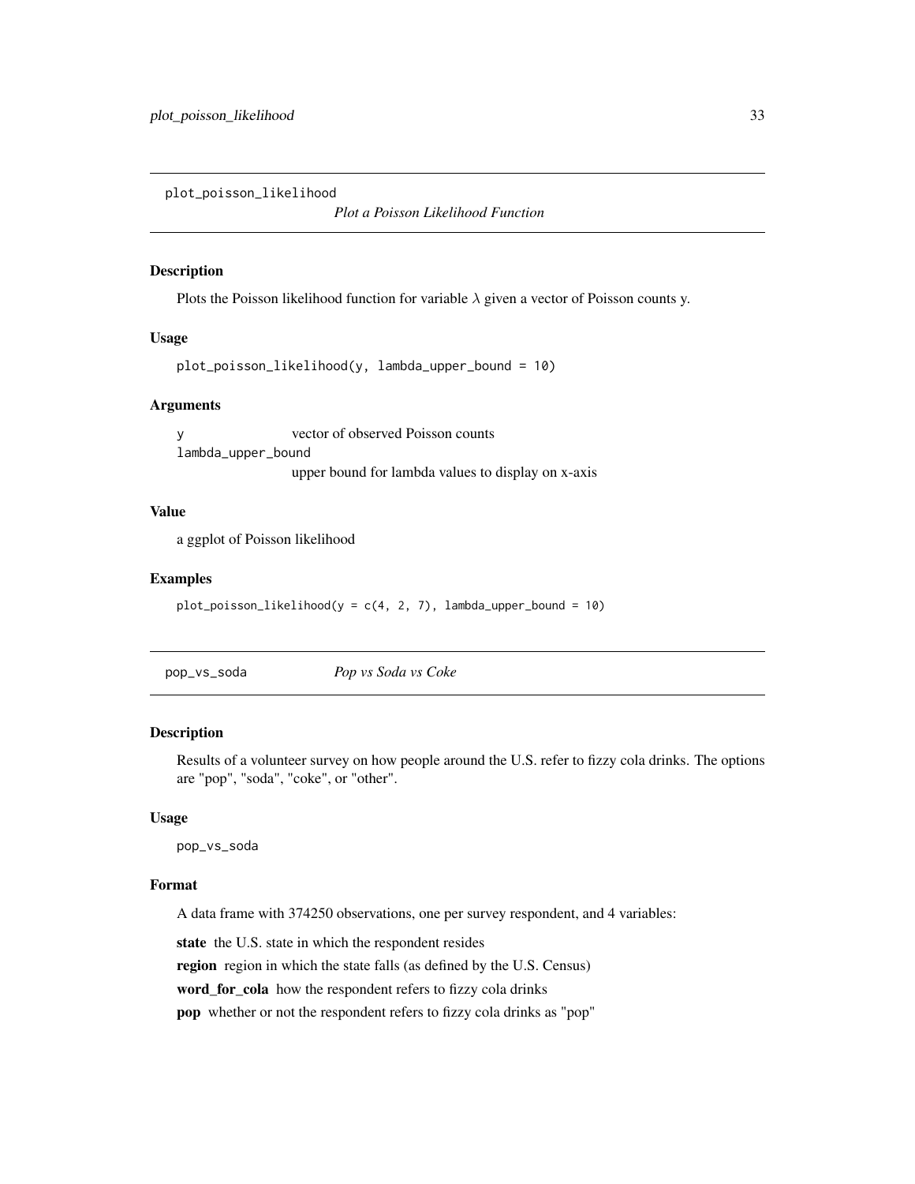## plot_poisson_likelihood

*Plot a Poisson Likelihood Function*

### Description

Plots the Poisson likelihood function for variable $\lambda$ given a vector of Poisson counts y.

### Usage

```
plot_poisson_likelihood(y, lambda_upper_bound = 10)
```

### Arguments

| | |
|---|---|
| `y` | vector of observed Poisson counts |
| `lambda_upper_bound` | upper bound for lambda values to display on x-axis |

### Value

a ggplot of Poisson likelihood

### Examples

```
plot_poisson_likelihood(y = c(4, 2, 7), lambda_upper_bound = 10)
```

## pop_vs_soda

*Pop vs Soda vs Coke*

### Description

Results of a volunteer survey on how people around the U.S. refer to fizzy cola drinks. The options are "pop", "soda", "coke", or "other".

### Usage

```
pop_vs_soda
```

### Format

A data frame with 374250 observations, one per survey respondent, and 4 variables:

**state** the U.S. state in which the respondent resides

**region** region in which the state falls (as defined by the U.S. Census)

**word_for_cola** how the respondent refers to fizzy cola drinks

**pop** whether or not the respondent refers to fizzy cola drinks as "pop"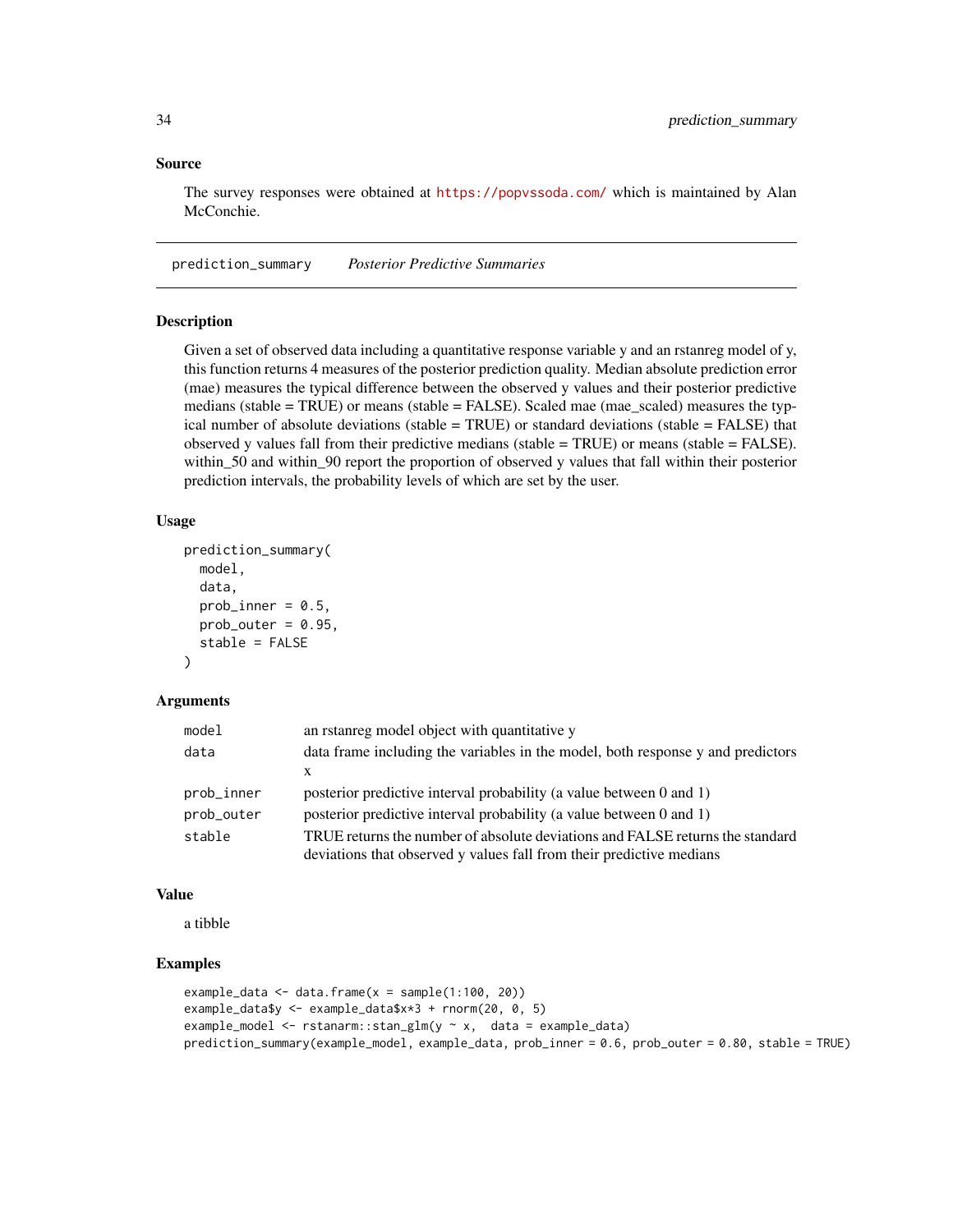## Source

The survey responses were obtained at https://popvssoda.com/ which is maintained by Alan McConchie.

---

# prediction_summary &nbsp;&nbsp;&nbsp; *Posterior Predictive Summaries*

---

### Description

Given a set of observed data including a quantitative response variable y and an rstanreg model of y, this function returns 4 measures of the posterior prediction quality. Median absolute prediction error (mae) measures the typical difference between the observed y values and their posterior predictive medians (stable = TRUE) or means (stable = FALSE). Scaled mae (mae_scaled) measures the typical number of absolute deviations (stable = TRUE) or standard deviations (stable = FALSE) that observed y values fall from their predictive medians (stable = TRUE) or means (stable = FALSE). within_50 and within_90 report the proportion of observed y values that fall within their posterior prediction intervals, the probability levels of which are set by the user.

### Usage

```
prediction_summary(
  model,
  data,
  prob_inner = 0.5,
  prob_outer = 0.95,
  stable = FALSE
)
```

### Arguments

| | |
|---|---|
| `model` | an rstanreg model object with quantitative y |
| `data` | data frame including the variables in the model, both response y and predictors x |
| `prob_inner` | posterior predictive interval probability (a value between 0 and 1) |
| `prob_outer` | posterior predictive interval probability (a value between 0 and 1) |
| `stable` | TRUE returns the number of absolute deviations and FALSE returns the standard deviations that observed y values fall from their predictive medians |

### Value

a tibble

### Examples

```
example_data <- data.frame(x = sample(1:100, 20))
example_data$y <- example_data$x*3 + rnorm(20, 0, 5)
example_model <- rstanarm::stan_glm(y ~ x,  data = example_data)
prediction_summary(example_model, example_data, prob_inner = 0.6, prob_outer = 0.80, stable = TRUE)
```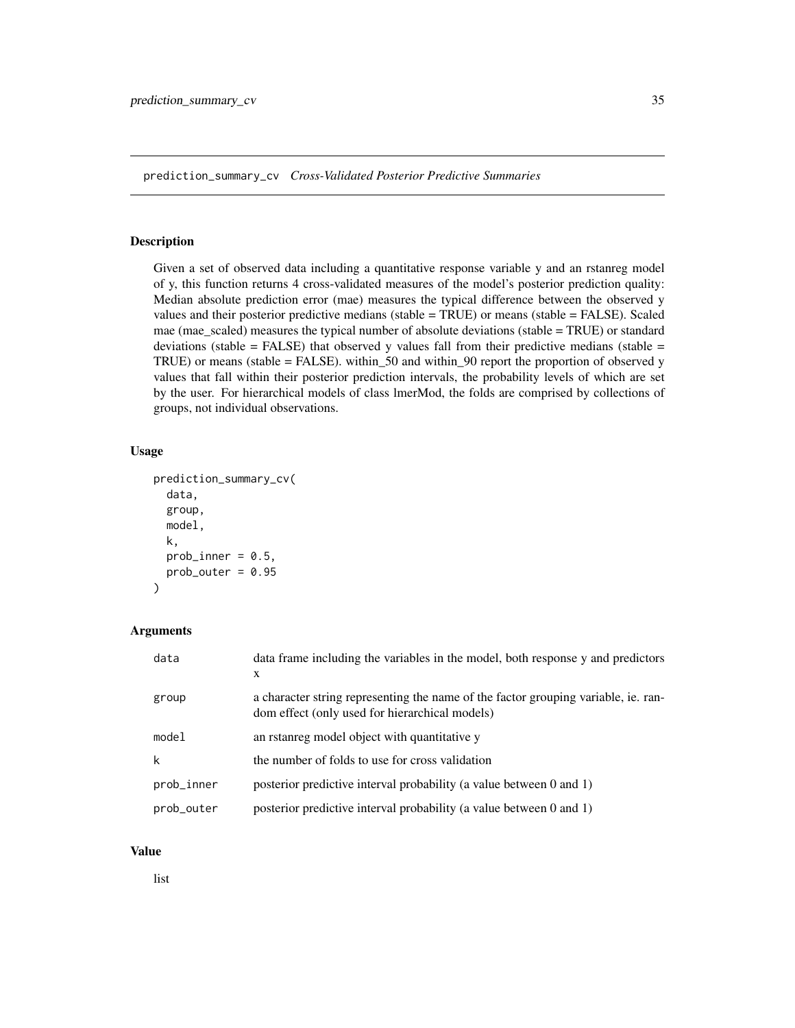## prediction_summary_cv *Cross-Validated Posterior Predictive Summaries*

### Description

Given a set of observed data including a quantitative response variable y and an rstanreg model of y, this function returns 4 cross-validated measures of the model's posterior prediction quality: Median absolute prediction error (mae) measures the typical difference between the observed y values and their posterior predictive medians (stable = TRUE) or means (stable = FALSE). Scaled mae (mae_scaled) measures the typical number of absolute deviations (stable = TRUE) or standard deviations (stable = FALSE) that observed y values fall from their predictive medians (stable = TRUE) or means (stable = FALSE). within_50 and within_90 report the proportion of observed y values that fall within their posterior prediction intervals, the probability levels of which are set by the user. For hierarchical models of class lmerMod, the folds are comprised by collections of groups, not individual observations.

### Usage

```
prediction_summary_cv(
  data,
  group,
  model,
  k,
  prob_inner = 0.5,
  prob_outer = 0.95
)
```

### Arguments

| | |
|---|---|
| data | data frame including the variables in the model, both response y and predictors x |
| group | a character string representing the name of the factor grouping variable, ie. random effect (only used for hierarchical models) |
| model | an rstanreg model object with quantitative y |
| k | the number of folds to use for cross validation |
| prob_inner | posterior predictive interval probability (a value between 0 and 1) |
| prob_outer | posterior predictive interval probability (a value between 0 and 1) |

### Value

list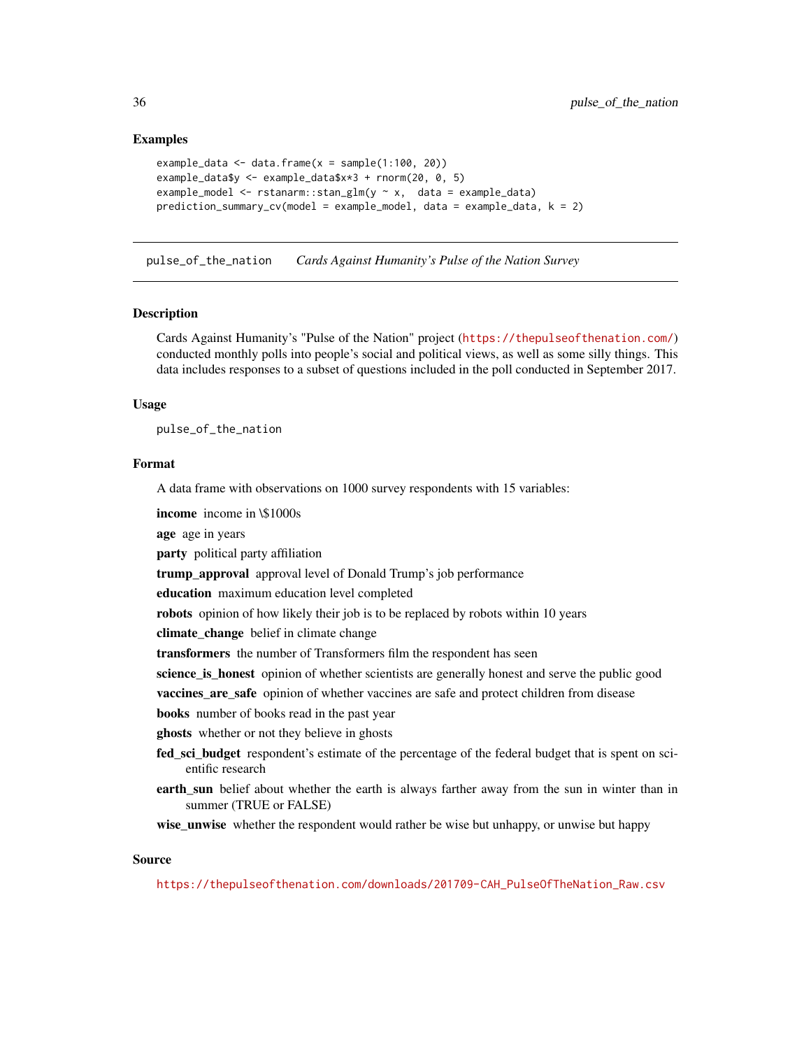### Examples

```
example_data <- data.frame(x = sample(1:100, 20))
example_data$y <- example_data$x*3 + rnorm(20, 0, 5)
example_model <- rstanarm::stan_glm(y ~ x,  data = example_data)
prediction_summary_cv(model = example_model, data = example_data, k = 2)
```

---

## pulse_of_the_nation — *Cards Against Humanity's Pulse of the Nation Survey*

### Description

Cards Against Humanity's "Pulse of the Nation" project (https://thepulseofthenation.com/) conducted monthly polls into people's social and political views, as well as some silly things. This data includes responses to a subset of questions included in the poll conducted in September 2017.

### Usage

```
pulse_of_the_nation
```

### Format

A data frame with observations on 1000 survey respondents with 15 variables:

**income** income in \$1000s

**age** age in years

**party** political party affiliation

**trump_approval** approval level of Donald Trump's job performance

**education** maximum education level completed

**robots** opinion of how likely their job is to be replaced by robots within 10 years

**climate_change** belief in climate change

**transformers** the number of Transformers film the respondent has seen

**science_is_honest** opinion of whether scientists are generally honest and serve the public good

**vaccines_are_safe** opinion of whether vaccines are safe and protect children from disease

**books** number of books read in the past year

**ghosts** whether or not they believe in ghosts

**fed_sci_budget** respondent's estimate of the percentage of the federal budget that is spent on scientific research

**earth_sun** belief about whether the earth is always farther away from the sun in winter than in summer (TRUE or FALSE)

**wise_unwise** whether the respondent would rather be wise but unhappy, or unwise but happy

### Source

https://thepulseofthenation.com/downloads/201709-CAH_PulseOfTheNation_Raw.csv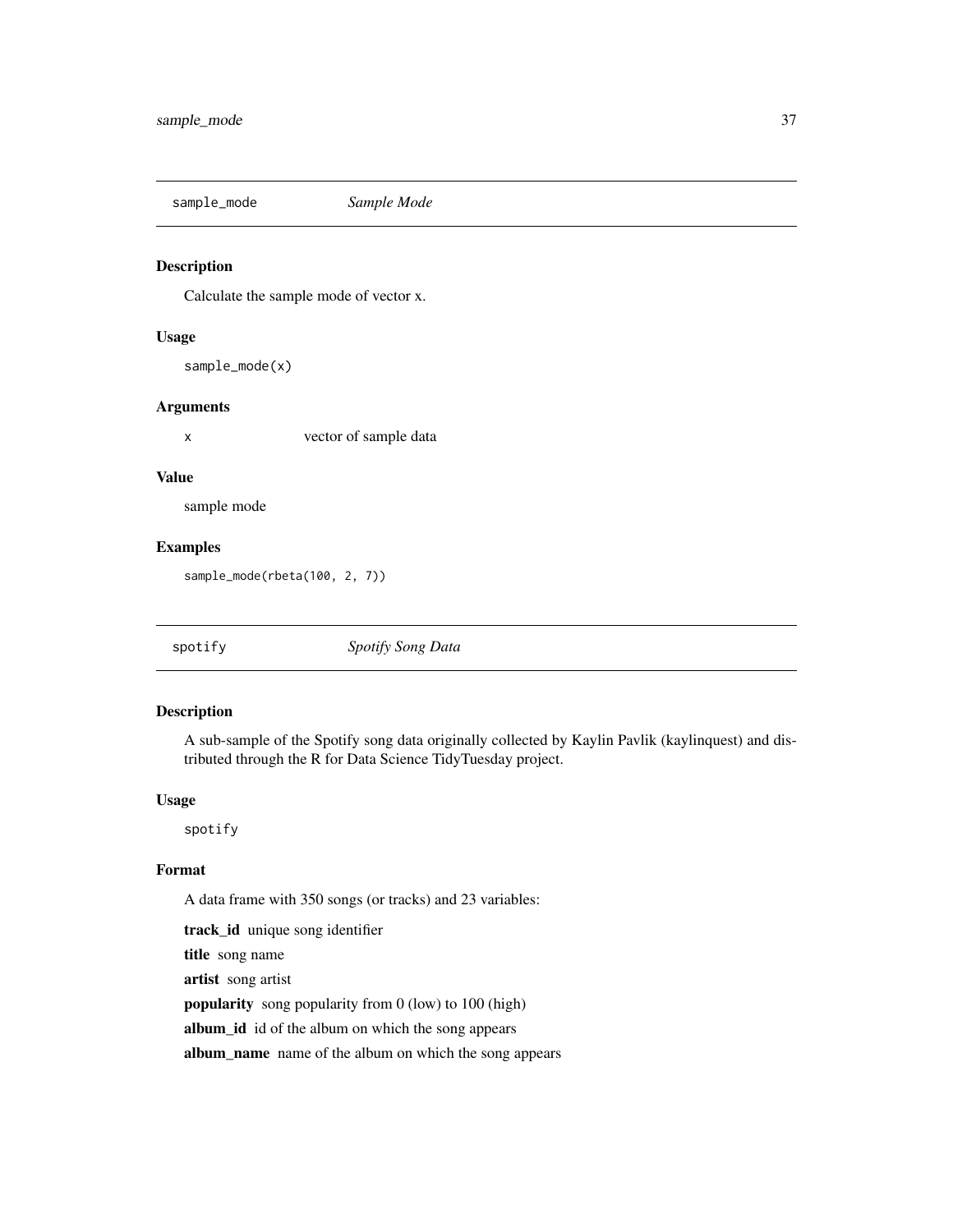## sample_mode    *Sample Mode*

### Description

Calculate the sample mode of vector x.

### Usage

```
sample_mode(x)
```

### Arguments

| | |
|---|---|
| x | vector of sample data |

### Value

sample mode

### Examples

```
sample_mode(rbeta(100, 2, 7))
```

## spotify    *Spotify Song Data*

### Description

A sub-sample of the Spotify song data originally collected by Kaylin Pavlik (kaylinquest) and distributed through the R for Data Science TidyTuesday project.

### Usage

```
spotify
```

### Format

A data frame with 350 songs (or tracks) and 23 variables:

**track_id** unique song identifier

**title** song name

**artist** song artist

**popularity** song popularity from 0 (low) to 100 (high)

**album_id** id of the album on which the song appears

**album_name** name of the album on which the song appears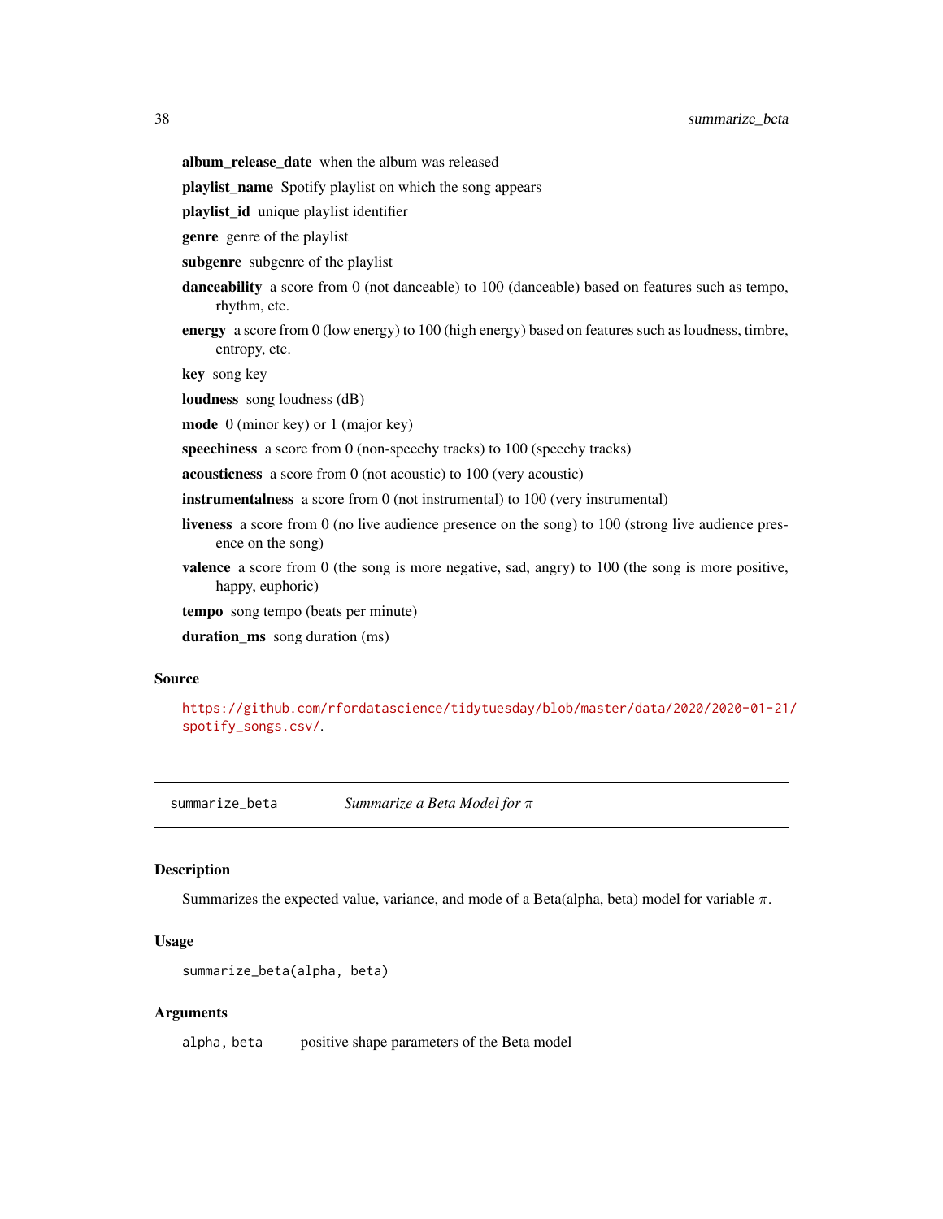**album_release_date** when the album was released

**playlist_name** Spotify playlist on which the song appears

**playlist_id** unique playlist identifier

**genre** genre of the playlist

**subgenre** subgenre of the playlist

**danceability** a score from 0 (not danceable) to 100 (danceable) based on features such as tempo, rhythm, etc.

**energy** a score from 0 (low energy) to 100 (high energy) based on features such as loudness, timbre, entropy, etc.

**key** song key

**loudness** song loudness (dB)

**mode** 0 (minor key) or 1 (major key)

**speechiness** a score from 0 (non-speechy tracks) to 100 (speechy tracks)

**acousticness** a score from 0 (not acoustic) to 100 (very acoustic)

**instrumentalness** a score from 0 (not instrumental) to 100 (very instrumental)

**liveness** a score from 0 (no live audience presence on the song) to 100 (strong live audience presence on the song)

**valence** a score from 0 (the song is more negative, sad, angry) to 100 (the song is more positive, happy, euphoric)

**tempo** song tempo (beats per minute)

**duration_ms** song duration (ms)

### Source

https://github.com/rfordatascience/tidytuesday/blob/master/data/2020/2020-01-21/spotify_songs.csv/.

---

## summarize_beta *Summarize a Beta Model for $\pi$*

### Description

Summarizes the expected value, variance, and mode of a Beta(alpha, beta) model for variable $\pi$.

### Usage

```
summarize_beta(alpha, beta)
```

### Arguments

| | |
|---|---|
| `alpha, beta` | positive shape parameters of the Beta model |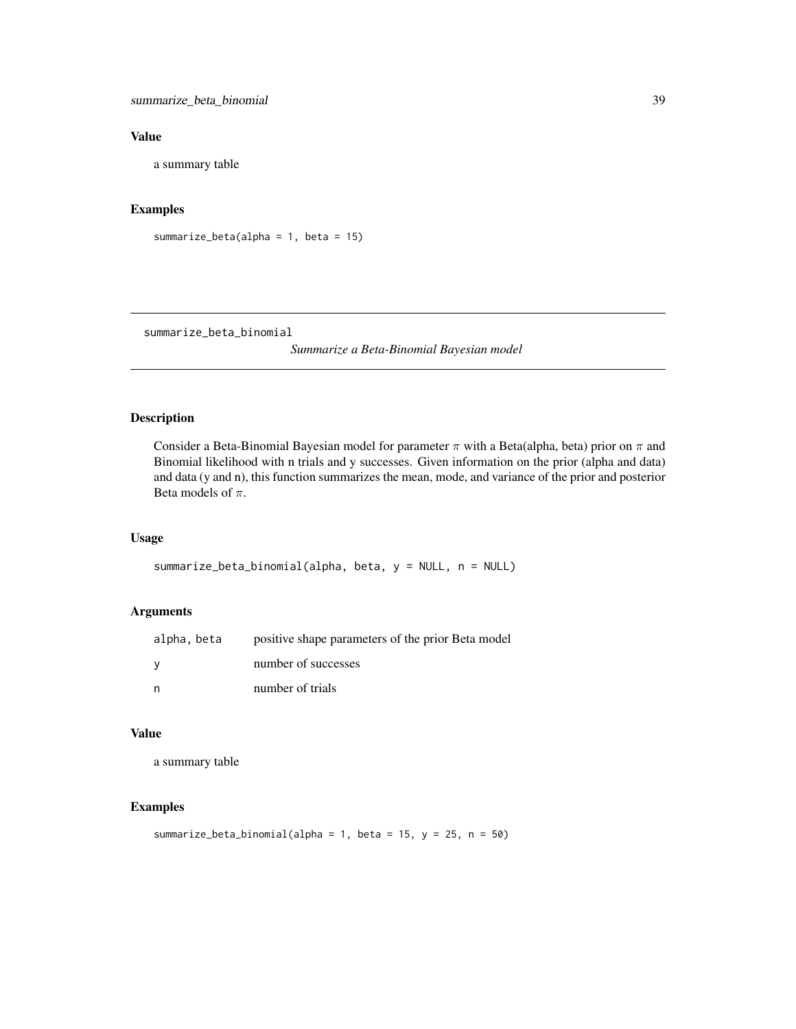## Value

a summary table

## Examples

```
summarize_beta(alpha = 1, beta = 15)
```

---

# summarize_beta_binomial

*Summarize a Beta-Binomial Bayesian model*

---

## Description

Consider a Beta-Binomial Bayesian model for parameter $\pi$ with a Beta(alpha, beta) prior on $\pi$ and Binomial likelihood with n trials and y successes. Given information on the prior (alpha and data) and data (y and n), this function summarizes the mean, mode, and variance of the prior and posterior Beta models of $\pi$.

## Usage

```
summarize_beta_binomial(alpha, beta, y = NULL, n = NULL)
```

## Arguments

| | |
|---|---|
| `alpha, beta` | positive shape parameters of the prior Beta model |
| `y` | number of successes |
| `n` | number of trials |

## Value

a summary table

## Examples

```
summarize_beta_binomial(alpha = 1, beta = 15, y = 25, n = 50)
```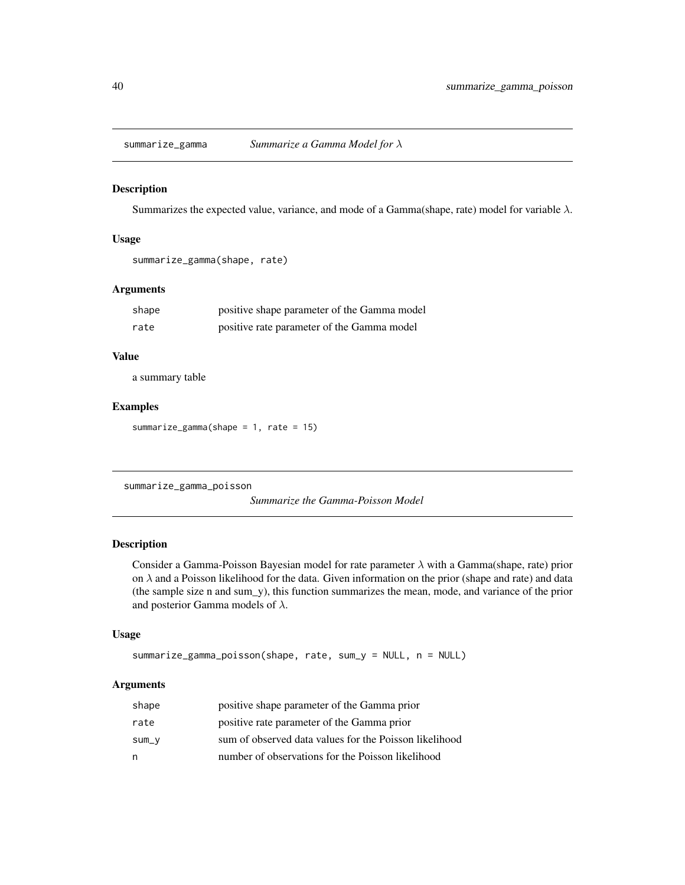## summarize_gamma — *Summarize a Gamma Model for $\lambda$*

### Description

Summarizes the expected value, variance, and mode of a Gamma(shape, rate) model for variable $\lambda$.

### Usage

```
summarize_gamma(shape, rate)
```

### Arguments

| | |
|---|---|
| shape | positive shape parameter of the Gamma model |
| rate | positive rate parameter of the Gamma model |

### Value

a summary table

### Examples

```
summarize_gamma(shape = 1, rate = 15)
```

## summarize_gamma_poisson — *Summarize the Gamma-Poisson Model*

### Description

Consider a Gamma-Poisson Bayesian model for rate parameter $\lambda$ with a Gamma(shape, rate) prior on $\lambda$ and a Poisson likelihood for the data. Given information on the prior (shape and rate) and data (the sample size n and sum_y), this function summarizes the mean, mode, and variance of the prior and posterior Gamma models of $\lambda$.

### Usage

```
summarize_gamma_poisson(shape, rate, sum_y = NULL, n = NULL)
```

### Arguments

| | |
|---|---|
| shape | positive shape parameter of the Gamma prior |
| rate | positive rate parameter of the Gamma prior |
| sum_y | sum of observed data values for the Poisson likelihood |
| n | number of observations for the Poisson likelihood |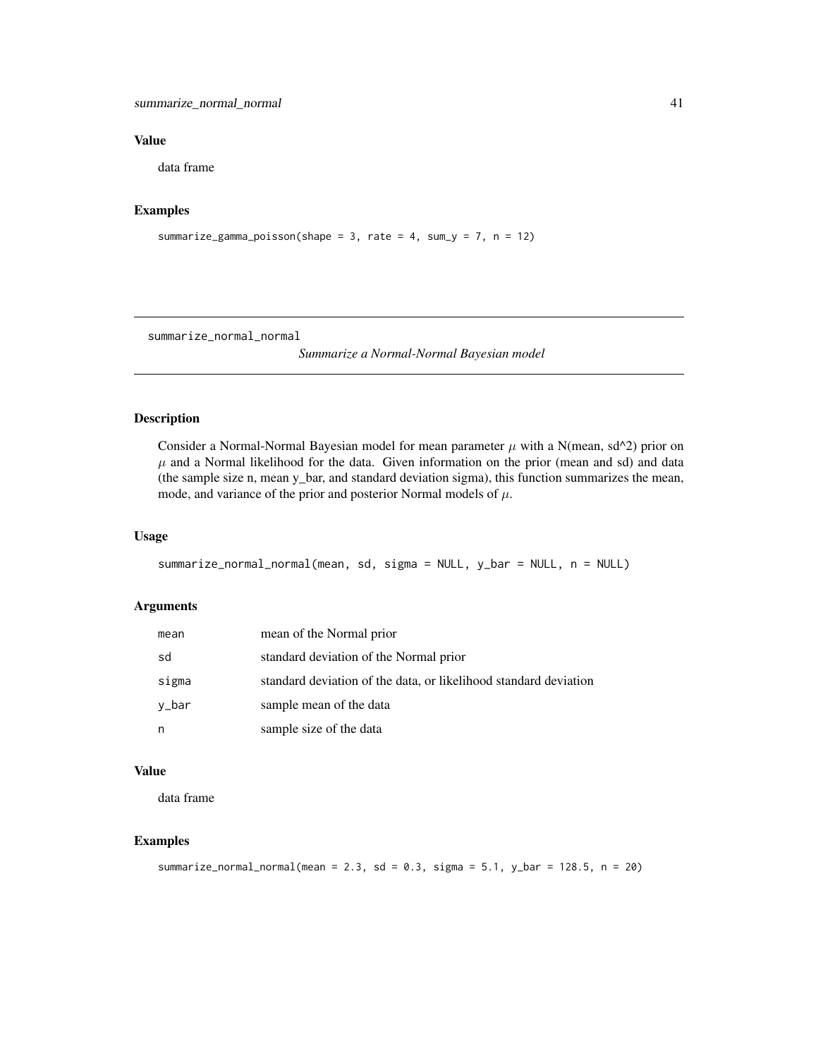## Value

data frame

## Examples

```
summarize_gamma_poisson(shape = 3, rate = 4, sum_y = 7, n = 12)
```

---

# summarize_normal_normal

*Summarize a Normal-Normal Bayesian model*

---

## Description

Consider a Normal-Normal Bayesian model for mean parameter $\mu$ with a N(mean, sd^2) prior on $\mu$ and a Normal likelihood for the data. Given information on the prior (mean and sd) and data (the sample size n, mean y_bar, and standard deviation sigma), this function summarizes the mean, mode, and variance of the prior and posterior Normal models of $\mu$.

## Usage

```
summarize_normal_normal(mean, sd, sigma = NULL, y_bar = NULL, n = NULL)
```

## Arguments

| | |
|---|---|
| mean | mean of the Normal prior |
| sd | standard deviation of the Normal prior |
| sigma | standard deviation of the data, or likelihood standard deviation |
| y_bar | sample mean of the data |
| n | sample size of the data |

## Value

data frame

## Examples

```
summarize_normal_normal(mean = 2.3, sd = 0.3, sigma = 5.1, y_bar = 128.5, n = 20)
```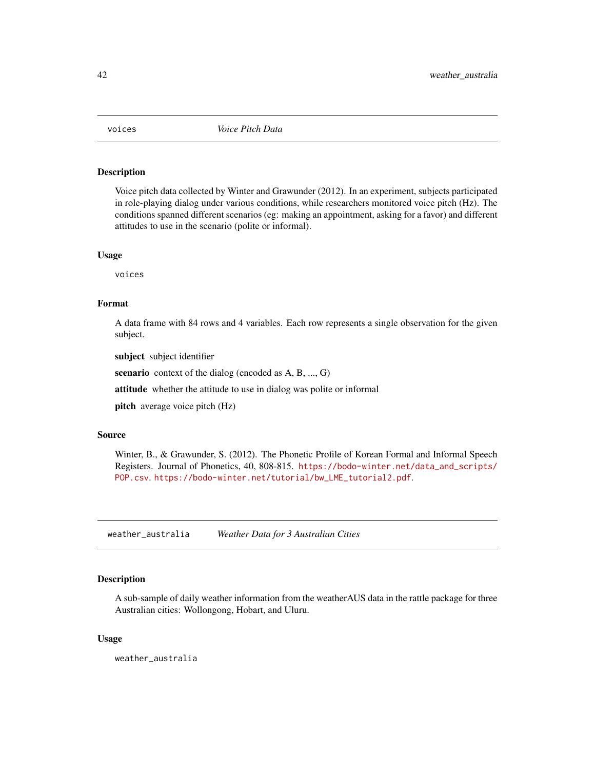## voices *Voice Pitch Data*

### Description

Voice pitch data collected by Winter and Grawunder (2012). In an experiment, subjects participated in role-playing dialog under various conditions, while researchers monitored voice pitch (Hz). The conditions spanned different scenarios (eg: making an appointment, asking for a favor) and different attitudes to use in the scenario (polite or informal).

### Usage

```
voices
```

### Format

A data frame with 84 rows and 4 variables. Each row represents a single observation for the given subject.

**subject** subject identifier

**scenario** context of the dialog (encoded as A, B, ..., G)

**attitude** whether the attitude to use in dialog was polite or informal

**pitch** average voice pitch (Hz)

### Source

Winter, B., & Grawunder, S. (2012). The Phonetic Profile of Korean Formal and Informal Speech Registers. Journal of Phonetics, 40, 808-815. https://bodo-winter.net/data_and_scripts/POP.csv. https://bodo-winter.net/tutorial/bw_LME_tutorial2.pdf.

## weather_australia *Weather Data for 3 Australian Cities*

### Description

A sub-sample of daily weather information from the weatherAUS data in the rattle package for three Australian cities: Wollongong, Hobart, and Uluru.

### Usage

```
weather_australia
```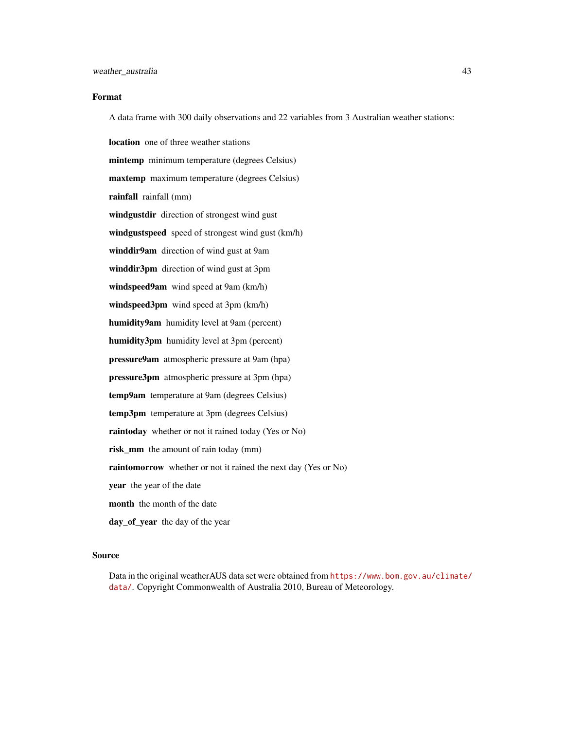### Format

A data frame with 300 daily observations and 22 variables from 3 Australian weather stations:

**location** one of three weather stations

**mintemp** minimum temperature (degrees Celsius)

**maxtemp** maximum temperature (degrees Celsius)

**rainfall** rainfall (mm)

**windgustdir** direction of strongest wind gust

**windgustspeed** speed of strongest wind gust (km/h)

**winddir9am** direction of wind gust at 9am

**winddir3pm** direction of wind gust at 3pm

**windspeed9am** wind speed at 9am (km/h)

**windspeed3pm** wind speed at 3pm (km/h)

**humidity9am** humidity level at 9am (percent)

**humidity3pm** humidity level at 3pm (percent)

**pressure9am** atmospheric pressure at 9am (hpa)

**pressure3pm** atmospheric pressure at 3pm (hpa)

**temp9am** temperature at 9am (degrees Celsius)

**temp3pm** temperature at 3pm (degrees Celsius)

**raintoday** whether or not it rained today (Yes or No)

**risk_mm** the amount of rain today (mm)

**raintomorrow** whether or not it rained the next day (Yes or No)

**year** the year of the date

**month** the month of the date

**day_of_year** the day of the year

### Source

Data in the original weatherAUS data set were obtained from https://www.bom.gov.au/climate/data/. Copyright Commonwealth of Australia 2010, Bureau of Meteorology.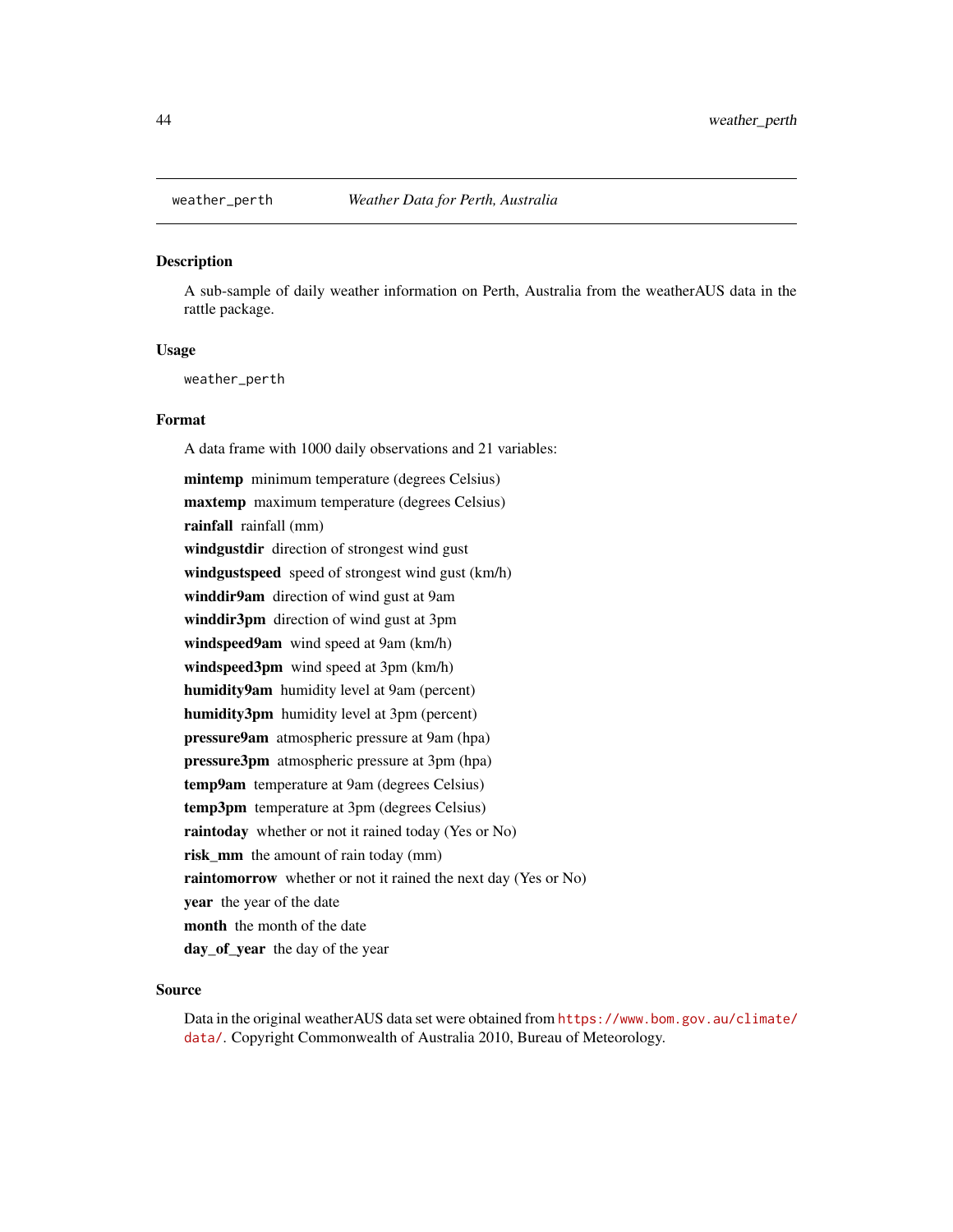## weather_perth — *Weather Data for Perth, Australia*

### Description

A sub-sample of daily weather information on Perth, Australia from the weatherAUS data in the rattle package.

### Usage

```
weather_perth
```

### Format

A data frame with 1000 daily observations and 21 variables:

- **mintemp** minimum temperature (degrees Celsius)
- **maxtemp** maximum temperature (degrees Celsius)
- **rainfall** rainfall (mm)
- **windgustdir** direction of strongest wind gust
- **windgustspeed** speed of strongest wind gust (km/h)
- **winddir9am** direction of wind gust at 9am
- **winddir3pm** direction of wind gust at 3pm
- **windspeed9am** wind speed at 9am (km/h)
- **windspeed3pm** wind speed at 3pm (km/h)
- **humidity9am** humidity level at 9am (percent)
- **humidity3pm** humidity level at 3pm (percent)
- **pressure9am** atmospheric pressure at 9am (hpa)
- **pressure3pm** atmospheric pressure at 3pm (hpa)
- **temp9am** temperature at 9am (degrees Celsius)
- **temp3pm** temperature at 3pm (degrees Celsius)
- **raintoday** whether or not it rained today (Yes or No)
- **risk_mm** the amount of rain today (mm)
- **raintomorrow** whether or not it rained the next day (Yes or No)
- **year** the year of the date
- **month** the month of the date
- **day_of_year** the day of the year

### Source

Data in the original weatherAUS data set were obtained from https://www.bom.gov.au/climate/data/. Copyright Commonwealth of Australia 2010, Bureau of Meteorology.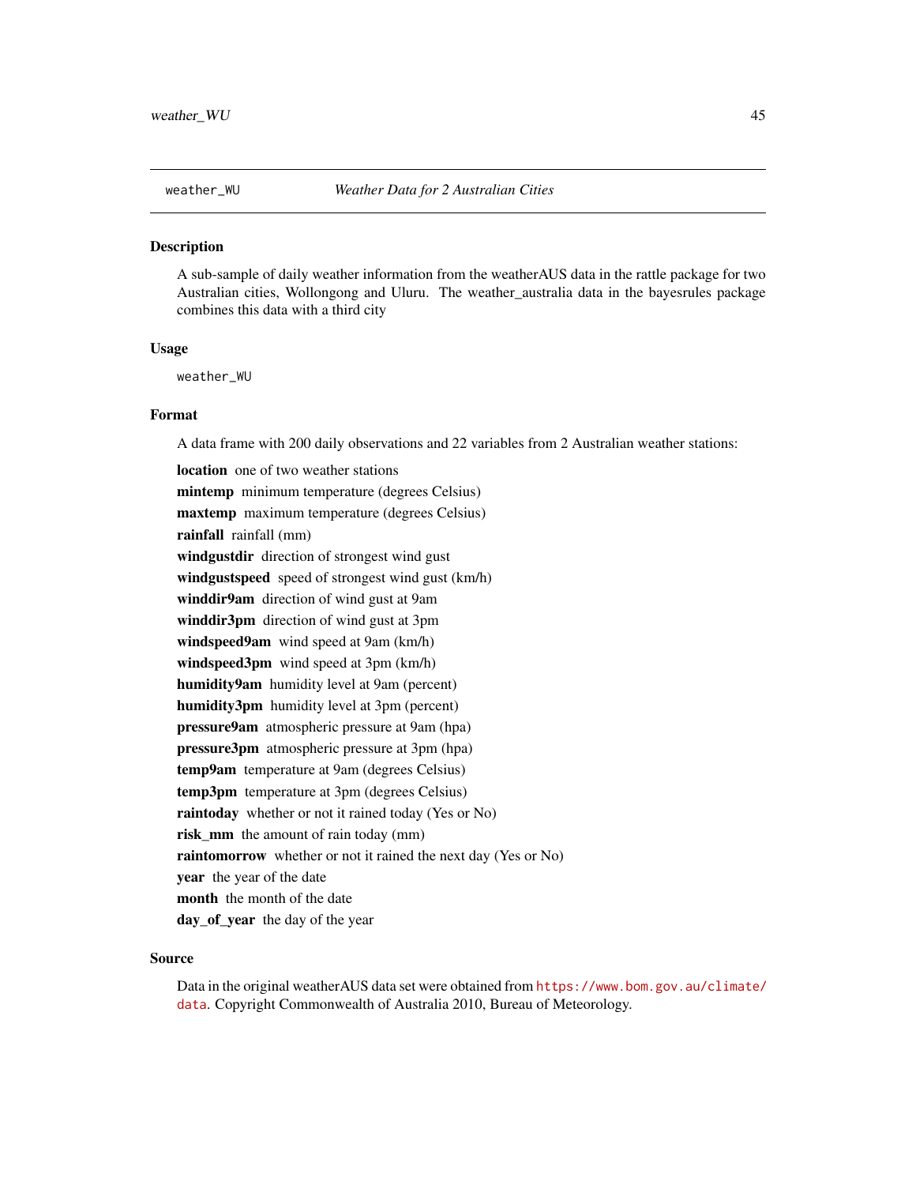`weather_WU` *Weather Data for 2 Australian Cities*

## Description

A sub-sample of daily weather information from the weatherAUS data in the rattle package for two Australian cities, Wollongong and Uluru. The weather_australia data in the bayesrules package combines this data with a third city

## Usage

```
weather_WU
```

## Format

A data frame with 200 daily observations and 22 variables from 2 Australian weather stations:

**location** one of two weather stations
**mintemp** minimum temperature (degrees Celsius)
**maxtemp** maximum temperature (degrees Celsius)
**rainfall** rainfall (mm)
**windgustdir** direction of strongest wind gust
**windgustspeed** speed of strongest wind gust (km/h)
**winddir9am** direction of wind gust at 9am
**winddir3pm** direction of wind gust at 3pm
**windspeed9am** wind speed at 9am (km/h)
**windspeed3pm** wind speed at 3pm (km/h)
**humidity9am** humidity level at 9am (percent)
**humidity3pm** humidity level at 3pm (percent)
**pressure9am** atmospheric pressure at 9am (hpa)
**pressure3pm** atmospheric pressure at 3pm (hpa)
**temp9am** temperature at 9am (degrees Celsius)
**temp3pm** temperature at 3pm (degrees Celsius)
**raintoday** whether or not it rained today (Yes or No)
**risk_mm** the amount of rain today (mm)
**raintomorrow** whether or not it rained the next day (Yes or No)
**year** the year of the date
**month** the month of the date
**day_of_year** the day of the year

## Source

Data in the original weatherAUS data set were obtained from https://www.bom.gov.au/climate/data. Copyright Commonwealth of Australia 2010, Bureau of Meteorology.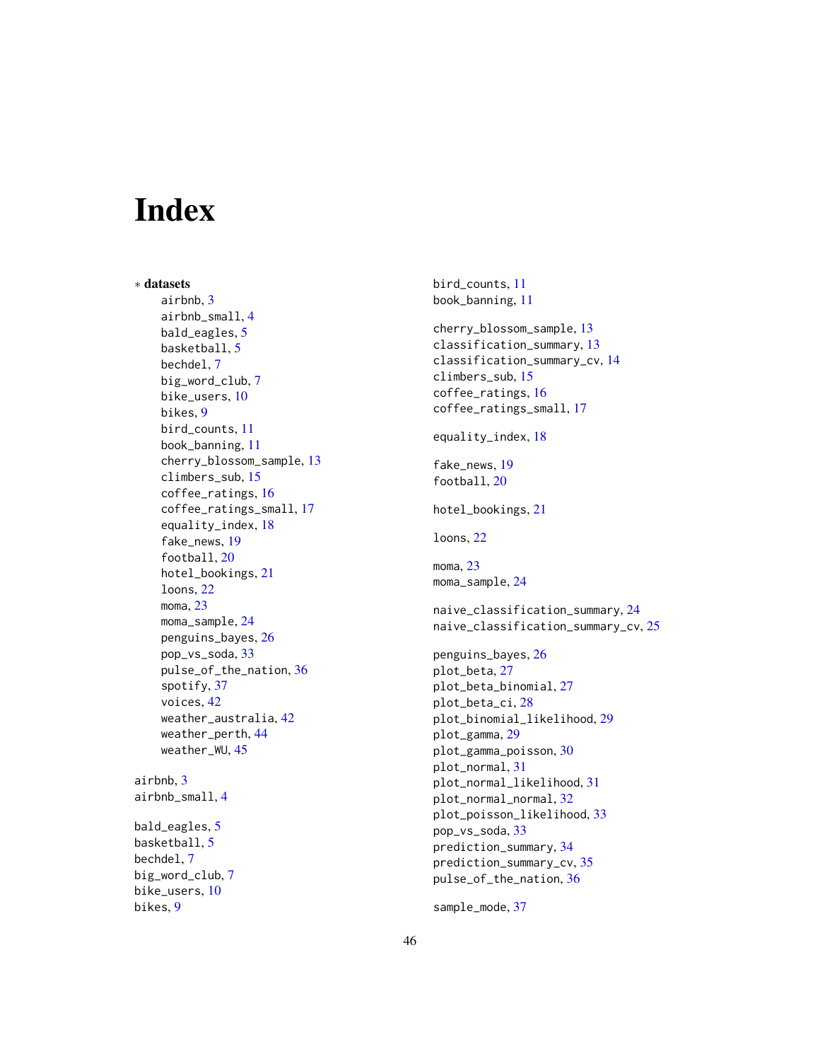# Index

∗ **datasets**

- airbnb, 3
- airbnb_small, 4
- bald_eagles, 5
- basketball, 5
- bechdel, 7
- big_word_club, 7
- bike_users, 10
- bikes, 9
- bird_counts, 11
- book_banning, 11
- cherry_blossom_sample, 13
- climbers_sub, 15
- coffee_ratings, 16
- coffee_ratings_small, 17
- equality_index, 18
- fake_news, 19
- football, 20
- hotel_bookings, 21
- loons, 22
- moma, 23
- moma_sample, 24
- penguins_bayes, 26
- pop_vs_soda, 33
- pulse_of_the_nation, 36
- spotify, 37
- voices, 42
- weather_australia, 42
- weather_perth, 44
- weather_WU, 45

airbnb, 3
airbnb_small, 4

bald_eagles, 5
basketball, 5
bechdel, 7
big_word_club, 7
bike_users, 10
bikes, 9
bird_counts, 11
book_banning, 11

cherry_blossom_sample, 13
classification_summary, 13
classification_summary_cv, 14
climbers_sub, 15
coffee_ratings, 16
coffee_ratings_small, 17

equality_index, 18

fake_news, 19
football, 20

hotel_bookings, 21

loons, 22

moma, 23
moma_sample, 24

naive_classification_summary, 24
naive_classification_summary_cv, 25

penguins_bayes, 26
plot_beta, 27
plot_beta_binomial, 27
plot_beta_ci, 28
plot_binomial_likelihood, 29
plot_gamma, 29
plot_gamma_poisson, 30
plot_normal, 31
plot_normal_likelihood, 31
plot_normal_normal, 32
plot_poisson_likelihood, 33
pop_vs_soda, 33
prediction_summary, 34
prediction_summary_cv, 35
pulse_of_the_nation, 36

sample_mode, 37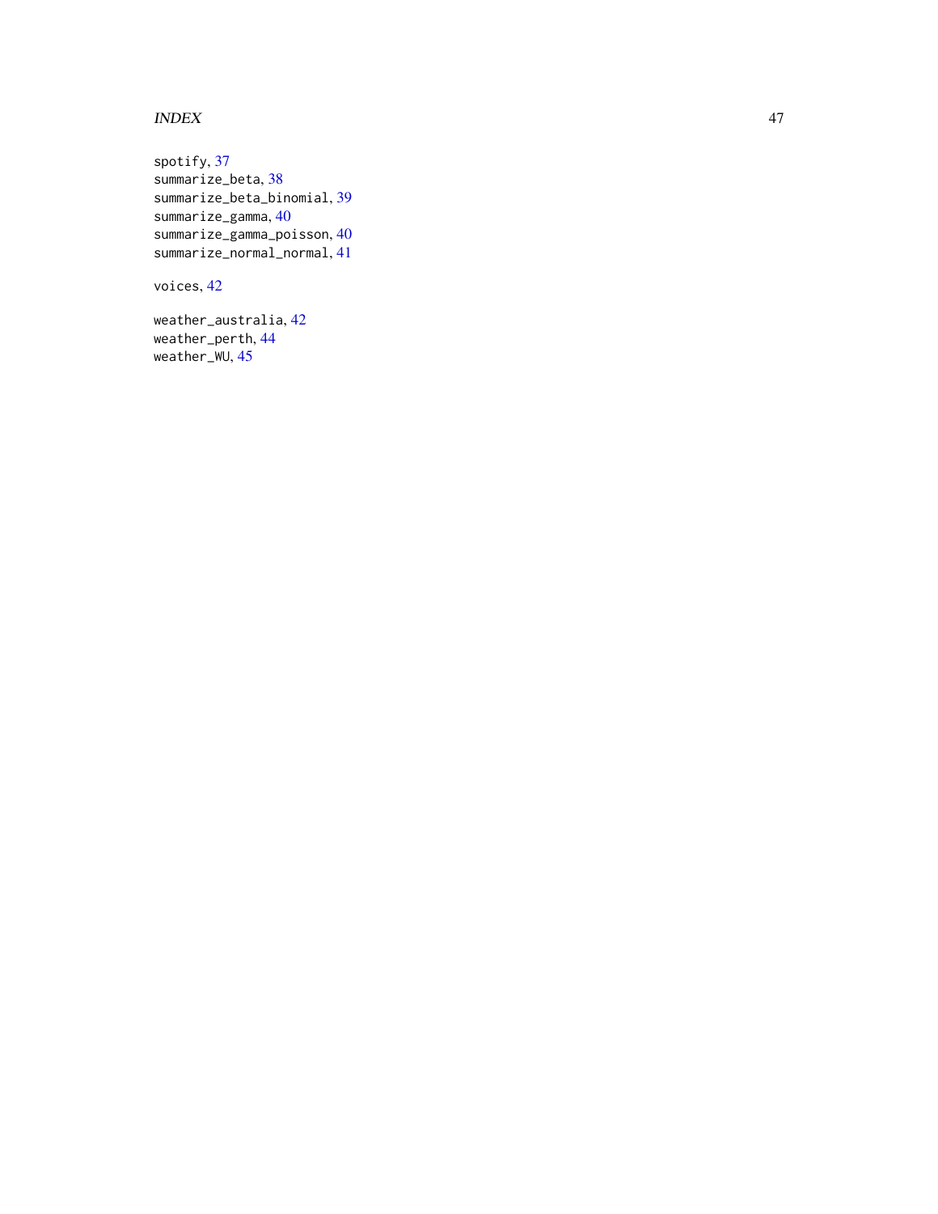spotify, 37
summarize_beta, 38
summarize_beta_binomial, 39
summarize_gamma, 40
summarize_gamma_poisson, 40
summarize_normal_normal, 41

voices, 42

weather_australia, 42
weather_perth, 44
weather_WU, 45